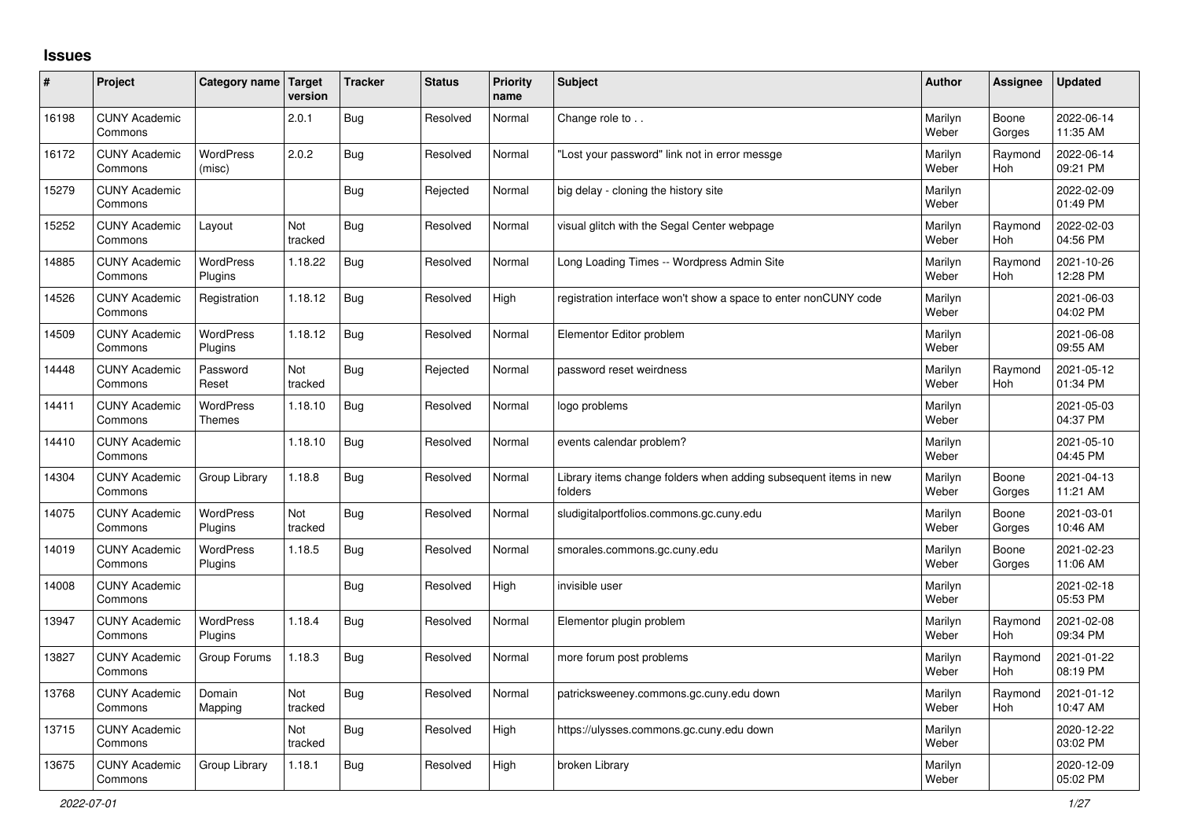# Issues

| # | Project | Category name | Target version | Tracker | Status | Priority name | Subject | Author | Assignee | Updated |
|---|---|---|---|---|---|---|---|---|---|---|
| 16198 | CUNY Academic Commons | | 2.0.1 | Bug | Resolved | Normal | Change role to . . | Marilyn Weber | Boone Gorges | 2022-06-14 11:35 AM |
| 16172 | CUNY Academic Commons | WordPress (misc) | 2.0.2 | Bug | Resolved | Normal | "Lost your password" link not in error messge | Marilyn Weber | Raymond Hoh | 2022-06-14 09:21 PM |
| 15279 | CUNY Academic Commons | | | Bug | Rejected | Normal | big delay - cloning the history site | Marilyn Weber | | 2022-02-09 01:49 PM |
| 15252 | CUNY Academic Commons | Layout | Not tracked | Bug | Resolved | Normal | visual glitch with the Segal Center webpage | Marilyn Weber | Raymond Hoh | 2022-02-03 04:56 PM |
| 14885 | CUNY Academic Commons | WordPress Plugins | 1.18.22 | Bug | Resolved | Normal | Long Loading Times -- Wordpress Admin Site | Marilyn Weber | Raymond Hoh | 2021-10-26 12:28 PM |
| 14526 | CUNY Academic Commons | Registration | 1.18.12 | Bug | Resolved | High | registration interface won't show a space to enter nonCUNY code | Marilyn Weber | | 2021-06-03 04:02 PM |
| 14509 | CUNY Academic Commons | WordPress Plugins | 1.18.12 | Bug | Resolved | Normal | Elementor Editor problem | Marilyn Weber | | 2021-06-08 09:55 AM |
| 14448 | CUNY Academic Commons | Password Reset | Not tracked | Bug | Rejected | Normal | password reset weirdness | Marilyn Weber | Raymond Hoh | 2021-05-12 01:34 PM |
| 14411 | CUNY Academic Commons | WordPress Themes | 1.18.10 | Bug | Resolved | Normal | logo problems | Marilyn Weber | | 2021-05-03 04:37 PM |
| 14410 | CUNY Academic Commons | | 1.18.10 | Bug | Resolved | Normal | events calendar problem? | Marilyn Weber | | 2021-05-10 04:45 PM |
| 14304 | CUNY Academic Commons | Group Library | 1.18.8 | Bug | Resolved | Normal | Library items change folders when adding subsequent items in new folders | Marilyn Weber | Boone Gorges | 2021-04-13 11:21 AM |
| 14075 | CUNY Academic Commons | WordPress Plugins | Not tracked | Bug | Resolved | Normal | sludigitalportfolios.commons.gc.cuny.edu | Marilyn Weber | Boone Gorges | 2021-03-01 10:46 AM |
| 14019 | CUNY Academic Commons | WordPress Plugins | 1.18.5 | Bug | Resolved | Normal | smorales.commons.gc.cuny.edu | Marilyn Weber | Boone Gorges | 2021-02-23 11:06 AM |
| 14008 | CUNY Academic Commons | | | Bug | Resolved | High | invisible user | Marilyn Weber | | 2021-02-18 05:53 PM |
| 13947 | CUNY Academic Commons | WordPress Plugins | 1.18.4 | Bug | Resolved | Normal | Elementor plugin problem | Marilyn Weber | Raymond Hoh | 2021-02-08 09:34 PM |
| 13827 | CUNY Academic Commons | Group Forums | 1.18.3 | Bug | Resolved | Normal | more forum post problems | Marilyn Weber | Raymond Hoh | 2021-01-22 08:19 PM |
| 13768 | CUNY Academic Commons | Domain Mapping | Not tracked | Bug | Resolved | Normal | patricksweeney.commons.gc.cuny.edu down | Marilyn Weber | Raymond Hoh | 2021-01-12 10:47 AM |
| 13715 | CUNY Academic Commons | | Not tracked | Bug | Resolved | High | https://ulysses.commons.gc.cuny.edu down | Marilyn Weber | | 2020-12-22 03:02 PM |
| 13675 | CUNY Academic Commons | Group Library | 1.18.1 | Bug | Resolved | High | broken Library | Marilyn Weber | | 2020-12-09 05:02 PM |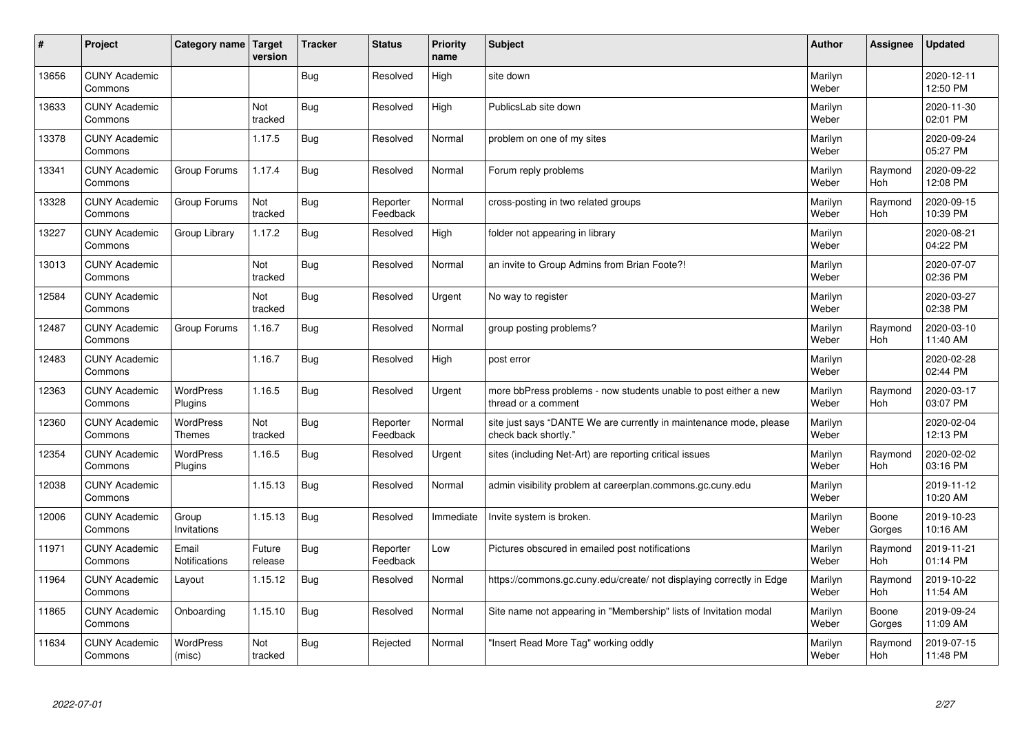| # | Project | Category name | Target version | Tracker | Status | Priority name | Subject | Author | Assignee | Updated |
|---|---|---|---|---|---|---|---|---|---|---|
| 13656 | CUNY Academic Commons | | | Bug | Resolved | High | site down | Marilyn Weber | | 2020-12-11 12:50 PM |
| 13633 | CUNY Academic Commons | | Not tracked | Bug | Resolved | High | PublicsLab site down | Marilyn Weber | | 2020-11-30 02:01 PM |
| 13378 | CUNY Academic Commons | | 1.17.5 | Bug | Resolved | Normal | problem on one of my sites | Marilyn Weber | | 2020-09-24 05:27 PM |
| 13341 | CUNY Academic Commons | Group Forums | 1.17.4 | Bug | Resolved | Normal | Forum reply problems | Marilyn Weber | Raymond Hoh | 2020-09-22 12:08 PM |
| 13328 | CUNY Academic Commons | Group Forums | Not tracked | Bug | Reporter Feedback | Normal | cross-posting in two related groups | Marilyn Weber | Raymond Hoh | 2020-09-15 10:39 PM |
| 13227 | CUNY Academic Commons | Group Library | 1.17.2 | Bug | Resolved | High | folder not appearing in library | Marilyn Weber | | 2020-08-21 04:22 PM |
| 13013 | CUNY Academic Commons | | Not tracked | Bug | Resolved | Normal | an invite to Group Admins from Brian Foote?! | Marilyn Weber | | 2020-07-07 02:36 PM |
| 12584 | CUNY Academic Commons | | Not tracked | Bug | Resolved | Urgent | No way to register | Marilyn Weber | | 2020-03-27 02:38 PM |
| 12487 | CUNY Academic Commons | Group Forums | 1.16.7 | Bug | Resolved | Normal | group posting problems? | Marilyn Weber | Raymond Hoh | 2020-03-10 11:40 AM |
| 12483 | CUNY Academic Commons | | 1.16.7 | Bug | Resolved | High | post error | Marilyn Weber | | 2020-02-28 02:44 PM |
| 12363 | CUNY Academic Commons | WordPress Plugins | 1.16.5 | Bug | Resolved | Urgent | more bbPress problems - now students unable to post either a new thread or a comment | Marilyn Weber | Raymond Hoh | 2020-03-17 03:07 PM |
| 12360 | CUNY Academic Commons | WordPress Themes | Not tracked | Bug | Reporter Feedback | Normal | site just says "DANTE We are currently in maintenance mode, please check back shortly." | Marilyn Weber | | 2020-02-04 12:13 PM |
| 12354 | CUNY Academic Commons | WordPress Plugins | 1.16.5 | Bug | Resolved | Urgent | sites (including Net-Art) are reporting critical issues | Marilyn Weber | Raymond Hoh | 2020-02-02 03:16 PM |
| 12038 | CUNY Academic Commons | | 1.15.13 | Bug | Resolved | Normal | admin visibility problem at careerplan.commons.gc.cuny.edu | Marilyn Weber | | 2019-11-12 10:20 AM |
| 12006 | CUNY Academic Commons | Group Invitations | 1.15.13 | Bug | Resolved | Immediate | Invite system is broken. | Marilyn Weber | Boone Gorges | 2019-10-23 10:16 AM |
| 11971 | CUNY Academic Commons | Email Notifications | Future release | Bug | Reporter Feedback | Low | Pictures obscured in emailed post notifications | Marilyn Weber | Raymond Hoh | 2019-11-21 01:14 PM |
| 11964 | CUNY Academic Commons | Layout | 1.15.12 | Bug | Resolved | Normal | https://commons.gc.cuny.edu/create/ not displaying correctly in Edge | Marilyn Weber | Raymond Hoh | 2019-10-22 11:54 AM |
| 11865 | CUNY Academic Commons | Onboarding | 1.15.10 | Bug | Resolved | Normal | Site name not appearing in "Membership" lists of Invitation modal | Marilyn Weber | Boone Gorges | 2019-09-24 11:09 AM |
| 11634 | CUNY Academic Commons | WordPress (misc) | Not tracked | Bug | Rejected | Normal | "Insert Read More Tag" working oddly | Marilyn Weber | Raymond Hoh | 2019-07-15 11:48 PM |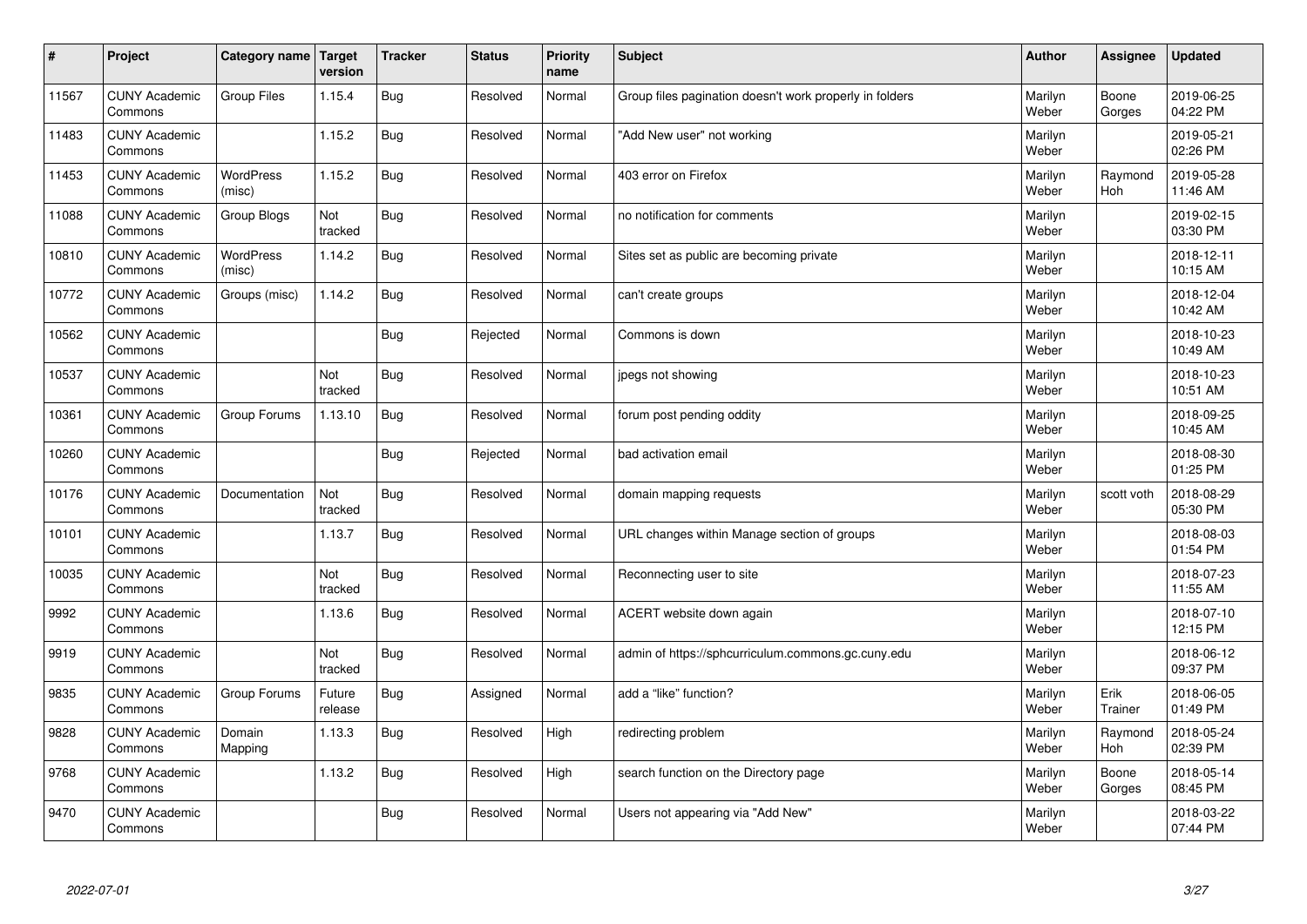| # | Project | Category name | Target version | Tracker | Status | Priority name | Subject | Author | Assignee | Updated |
|---|---|---|---|---|---|---|---|---|---|---|
| 11567 | CUNY Academic Commons | Group Files | 1.15.4 | Bug | Resolved | Normal | Group files pagination doesn't work properly in folders | Marilyn Weber | Boone Gorges | 2019-06-25 04:22 PM |
| 11483 | CUNY Academic Commons | | 1.15.2 | Bug | Resolved | Normal | "Add New user" not working | Marilyn Weber | | 2019-05-21 02:26 PM |
| 11453 | CUNY Academic Commons | WordPress (misc) | 1.15.2 | Bug | Resolved | Normal | 403 error on Firefox | Marilyn Weber | Raymond Hoh | 2019-05-28 11:46 AM |
| 11088 | CUNY Academic Commons | Group Blogs | Not tracked | Bug | Resolved | Normal | no notification for comments | Marilyn Weber | | 2019-02-15 03:30 PM |
| 10810 | CUNY Academic Commons | WordPress (misc) | 1.14.2 | Bug | Resolved | Normal | Sites set as public are becoming private | Marilyn Weber | | 2018-12-11 10:15 AM |
| 10772 | CUNY Academic Commons | Groups (misc) | 1.14.2 | Bug | Resolved | Normal | can't create groups | Marilyn Weber | | 2018-12-04 10:42 AM |
| 10562 | CUNY Academic Commons | | | Bug | Rejected | Normal | Commons is down | Marilyn Weber | | 2018-10-23 10:49 AM |
| 10537 | CUNY Academic Commons | | Not tracked | Bug | Resolved | Normal | jpegs not showing | Marilyn Weber | | 2018-10-23 10:51 AM |
| 10361 | CUNY Academic Commons | Group Forums | 1.13.10 | Bug | Resolved | Normal | forum post pending oddity | Marilyn Weber | | 2018-09-25 10:45 AM |
| 10260 | CUNY Academic Commons | | | Bug | Rejected | Normal | bad activation email | Marilyn Weber | | 2018-08-30 01:25 PM |
| 10176 | CUNY Academic Commons | Documentation | Not tracked | Bug | Resolved | Normal | domain mapping requests | Marilyn Weber | scott voth | 2018-08-29 05:30 PM |
| 10101 | CUNY Academic Commons | | 1.13.7 | Bug | Resolved | Normal | URL changes within Manage section of groups | Marilyn Weber | | 2018-08-03 01:54 PM |
| 10035 | CUNY Academic Commons | | Not tracked | Bug | Resolved | Normal | Reconnecting user to site | Marilyn Weber | | 2018-07-23 11:55 AM |
| 9992 | CUNY Academic Commons | | 1.13.6 | Bug | Resolved | Normal | ACERT website down again | Marilyn Weber | | 2018-07-10 12:15 PM |
| 9919 | CUNY Academic Commons | | Not tracked | Bug | Resolved | Normal | admin of https://sphcurriculum.commons.gc.cuny.edu | Marilyn Weber | | 2018-06-12 09:37 PM |
| 9835 | CUNY Academic Commons | Group Forums | Future release | Bug | Assigned | Normal | add a "like" function? | Marilyn Weber | Erik Trainer | 2018-06-05 01:49 PM |
| 9828 | CUNY Academic Commons | Domain Mapping | 1.13.3 | Bug | Resolved | High | redirecting problem | Marilyn Weber | Raymond Hoh | 2018-05-24 02:39 PM |
| 9768 | CUNY Academic Commons | | 1.13.2 | Bug | Resolved | High | search function on the Directory page | Marilyn Weber | Boone Gorges | 2018-05-14 08:45 PM |
| 9470 | CUNY Academic Commons | | | Bug | Resolved | Normal | Users not appearing via "Add New" | Marilyn Weber | | 2018-03-22 07:44 PM |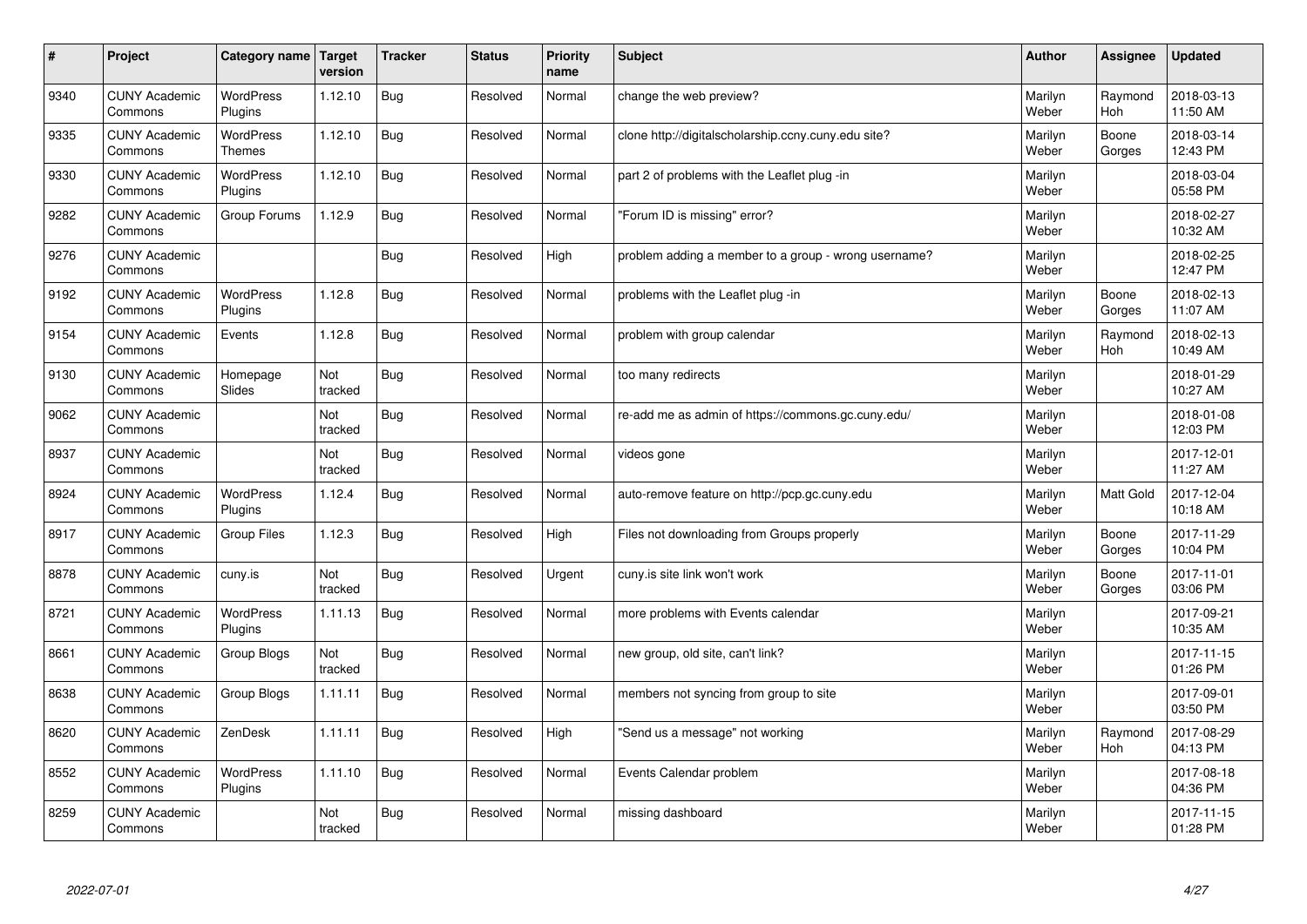| # | Project | Category name | Target version | Tracker | Status | Priority name | Subject | Author | Assignee | Updated |
|---|---|---|---|---|---|---|---|---|---|---|
| 9340 | CUNY Academic Commons | WordPress Plugins | 1.12.10 | Bug | Resolved | Normal | change the web preview? | Marilyn Weber | Raymond Hoh | 2018-03-13 11:50 AM |
| 9335 | CUNY Academic Commons | WordPress Themes | 1.12.10 | Bug | Resolved | Normal | clone http://digitalscholarship.ccny.cuny.edu site? | Marilyn Weber | Boone Gorges | 2018-03-14 12:43 PM |
| 9330 | CUNY Academic Commons | WordPress Plugins | 1.12.10 | Bug | Resolved | Normal | part 2 of problems with the Leaflet plug -in | Marilyn Weber | | 2018-03-04 05:58 PM |
| 9282 | CUNY Academic Commons | Group Forums | 1.12.9 | Bug | Resolved | Normal | "Forum ID is missing" error? | Marilyn Weber | | 2018-02-27 10:32 AM |
| 9276 | CUNY Academic Commons | | | Bug | Resolved | High | problem adding a member to a group - wrong username? | Marilyn Weber | | 2018-02-25 12:47 PM |
| 9192 | CUNY Academic Commons | WordPress Plugins | 1.12.8 | Bug | Resolved | Normal | problems with the Leaflet plug -in | Marilyn Weber | Boone Gorges | 2018-02-13 11:07 AM |
| 9154 | CUNY Academic Commons | Events | 1.12.8 | Bug | Resolved | Normal | problem with group calendar | Marilyn Weber | Raymond Hoh | 2018-02-13 10:49 AM |
| 9130 | CUNY Academic Commons | Homepage Slides | Not tracked | Bug | Resolved | Normal | too many redirects | Marilyn Weber | | 2018-01-29 10:27 AM |
| 9062 | CUNY Academic Commons | | Not tracked | Bug | Resolved | Normal | re-add me as admin of https://commons.gc.cuny.edu/ | Marilyn Weber | | 2018-01-08 12:03 PM |
| 8937 | CUNY Academic Commons | | Not tracked | Bug | Resolved | Normal | videos gone | Marilyn Weber | | 2017-12-01 11:27 AM |
| 8924 | CUNY Academic Commons | WordPress Plugins | 1.12.4 | Bug | Resolved | Normal | auto-remove feature on http://pcp.gc.cuny.edu | Marilyn Weber | Matt Gold | 2017-12-04 10:18 AM |
| 8917 | CUNY Academic Commons | Group Files | 1.12.3 | Bug | Resolved | High | Files not downloading from Groups properly | Marilyn Weber | Boone Gorges | 2017-11-29 10:04 PM |
| 8878 | CUNY Academic Commons | cuny.is | Not tracked | Bug | Resolved | Urgent | cuny.is site link won't work | Marilyn Weber | Boone Gorges | 2017-11-01 03:06 PM |
| 8721 | CUNY Academic Commons | WordPress Plugins | 1.11.13 | Bug | Resolved | Normal | more problems with Events calendar | Marilyn Weber | | 2017-09-21 10:35 AM |
| 8661 | CUNY Academic Commons | Group Blogs | Not tracked | Bug | Resolved | Normal | new group, old site, can't link? | Marilyn Weber | | 2017-11-15 01:26 PM |
| 8638 | CUNY Academic Commons | Group Blogs | 1.11.11 | Bug | Resolved | Normal | members not syncing from group to site | Marilyn Weber | | 2017-09-01 03:50 PM |
| 8620 | CUNY Academic Commons | ZenDesk | 1.11.11 | Bug | Resolved | High | "Send us a message" not working | Marilyn Weber | Raymond Hoh | 2017-08-29 04:13 PM |
| 8552 | CUNY Academic Commons | WordPress Plugins | 1.11.10 | Bug | Resolved | Normal | Events Calendar problem | Marilyn Weber | | 2017-08-18 04:36 PM |
| 8259 | CUNY Academic Commons | | Not tracked | Bug | Resolved | Normal | missing dashboard | Marilyn Weber | | 2017-11-15 01:28 PM |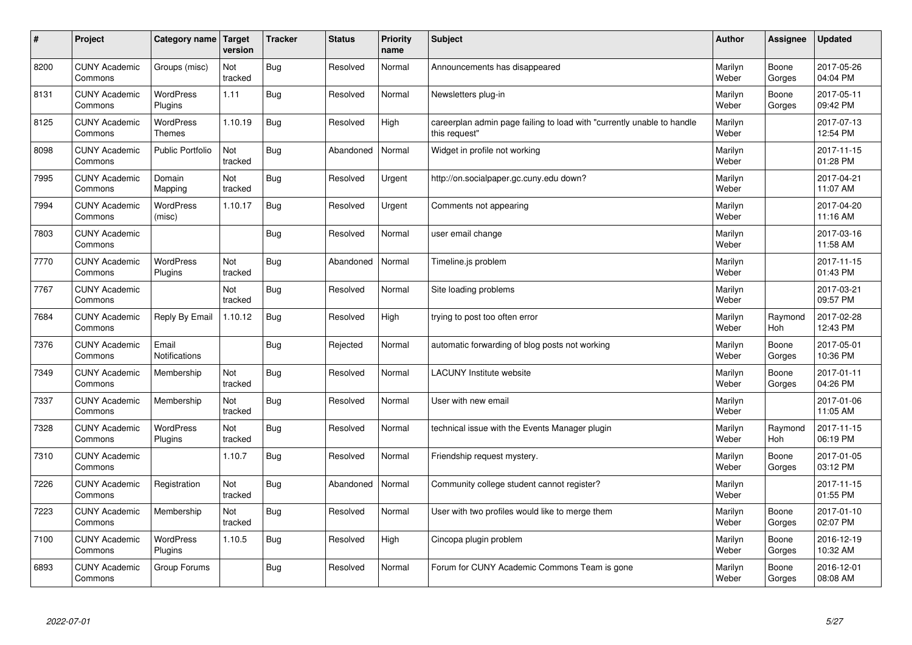| # | Project | Category name | Target version | Tracker | Status | Priority name | Subject | Author | Assignee | Updated |
|---|---|---|---|---|---|---|---|---|---|---|
| 8200 | CUNY Academic Commons | Groups (misc) | Not tracked | Bug | Resolved | Normal | Announcements has disappeared | Marilyn Weber | Boone Gorges | 2017-05-26 04:04 PM |
| 8131 | CUNY Academic Commons | WordPress Plugins | 1.11 | Bug | Resolved | Normal | Newsletters plug-in | Marilyn Weber | Boone Gorges | 2017-05-11 09:42 PM |
| 8125 | CUNY Academic Commons | WordPress Themes | 1.10.19 | Bug | Resolved | High | careerplan admin page failing to load with "currently unable to handle this request" | Marilyn Weber | | 2017-07-13 12:54 PM |
| 8098 | CUNY Academic Commons | Public Portfolio | Not tracked | Bug | Abandoned | Normal | Widget in profile not working | Marilyn Weber | | 2017-11-15 01:28 PM |
| 7995 | CUNY Academic Commons | Domain Mapping | Not tracked | Bug | Resolved | Urgent | http://on.socialpaper.gc.cuny.edu down? | Marilyn Weber | | 2017-04-21 11:07 AM |
| 7994 | CUNY Academic Commons | WordPress (misc) | 1.10.17 | Bug | Resolved | Urgent | Comments not appearing | Marilyn Weber | | 2017-04-20 11:16 AM |
| 7803 | CUNY Academic Commons | | | Bug | Resolved | Normal | user email change | Marilyn Weber | | 2017-03-16 11:58 AM |
| 7770 | CUNY Academic Commons | WordPress Plugins | Not tracked | Bug | Abandoned | Normal | Timeline.js problem | Marilyn Weber | | 2017-11-15 01:43 PM |
| 7767 | CUNY Academic Commons | | Not tracked | Bug | Resolved | Normal | Site loading problems | Marilyn Weber | | 2017-03-21 09:57 PM |
| 7684 | CUNY Academic Commons | Reply By Email | 1.10.12 | Bug | Resolved | High | trying to post too often error | Marilyn Weber | Raymond Hoh | 2017-02-28 12:43 PM |
| 7376 | CUNY Academic Commons | Email Notifications | | Bug | Rejected | Normal | automatic forwarding of blog posts not working | Marilyn Weber | Boone Gorges | 2017-05-01 10:36 PM |
| 7349 | CUNY Academic Commons | Membership | Not tracked | Bug | Resolved | Normal | LACUNY Institute website | Marilyn Weber | Boone Gorges | 2017-01-11 04:26 PM |
| 7337 | CUNY Academic Commons | Membership | Not tracked | Bug | Resolved | Normal | User with new email | Marilyn Weber | | 2017-01-06 11:05 AM |
| 7328 | CUNY Academic Commons | WordPress Plugins | Not tracked | Bug | Resolved | Normal | technical issue with the Events Manager plugin | Marilyn Weber | Raymond Hoh | 2017-11-15 06:19 PM |
| 7310 | CUNY Academic Commons | | 1.10.7 | Bug | Resolved | Normal | Friendship request mystery. | Marilyn Weber | Boone Gorges | 2017-01-05 03:12 PM |
| 7226 | CUNY Academic Commons | Registration | Not tracked | Bug | Abandoned | Normal | Community college student cannot register? | Marilyn Weber | | 2017-11-15 01:55 PM |
| 7223 | CUNY Academic Commons | Membership | Not tracked | Bug | Resolved | Normal | User with two profiles would like to merge them | Marilyn Weber | Boone Gorges | 2017-01-10 02:07 PM |
| 7100 | CUNY Academic Commons | WordPress Plugins | 1.10.5 | Bug | Resolved | High | Cincopa plugin problem | Marilyn Weber | Boone Gorges | 2016-12-19 10:32 AM |
| 6893 | CUNY Academic Commons | Group Forums | | Bug | Resolved | Normal | Forum for CUNY Academic Commons Team is gone | Marilyn Weber | Boone Gorges | 2016-12-01 08:08 AM |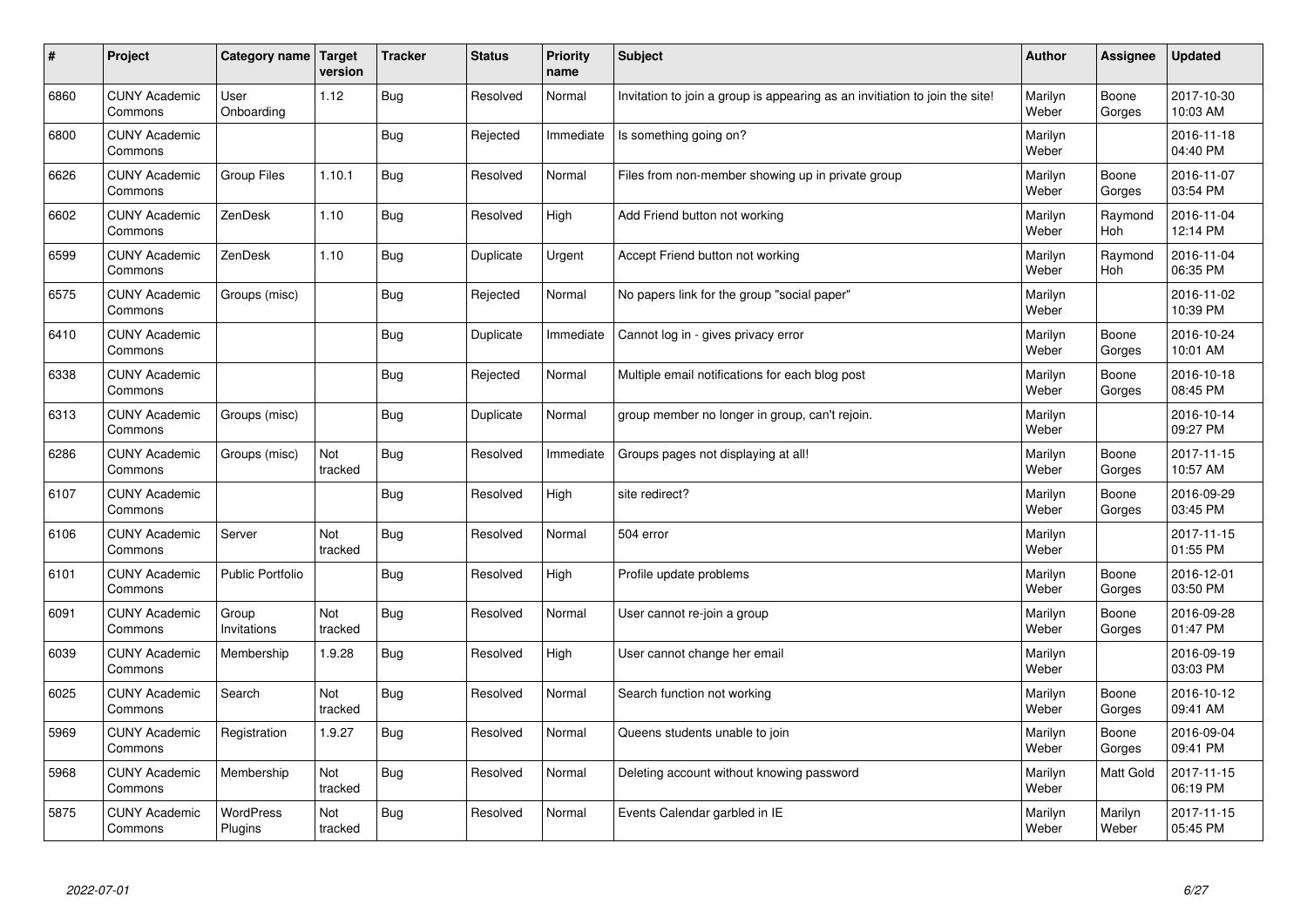| # | Project | Category name | Target version | Tracker | Status | Priority name | Subject | Author | Assignee | Updated |
|---|---|---|---|---|---|---|---|---|---|---|
| 6860 | CUNY Academic Commons | User Onboarding | 1.12 | Bug | Resolved | Normal | Invitation to join a group is appearing as an invitation to join the site! | Marilyn Weber | Boone Gorges | 2017-10-30 10:03 AM |
| 6800 | CUNY Academic Commons | | | Bug | Rejected | Immediate | Is something going on? | Marilyn Weber | | 2016-11-18 04:40 PM |
| 6626 | CUNY Academic Commons | Group Files | 1.10.1 | Bug | Resolved | Normal | Files from non-member showing up in private group | Marilyn Weber | Boone Gorges | 2016-11-07 03:54 PM |
| 6602 | CUNY Academic Commons | ZenDesk | 1.10 | Bug | Resolved | High | Add Friend button not working | Marilyn Weber | Raymond Hoh | 2016-11-04 12:14 PM |
| 6599 | CUNY Academic Commons | ZenDesk | 1.10 | Bug | Duplicate | Urgent | Accept Friend button not working | Marilyn Weber | Raymond Hoh | 2016-11-04 06:35 PM |
| 6575 | CUNY Academic Commons | Groups (misc) | | Bug | Rejected | Normal | No papers link for the group "social paper" | Marilyn Weber | | 2016-11-02 10:39 PM |
| 6410 | CUNY Academic Commons | | | Bug | Duplicate | Immediate | Cannot log in - gives privacy error | Marilyn Weber | Boone Gorges | 2016-10-24 10:01 AM |
| 6338 | CUNY Academic Commons | | | Bug | Rejected | Normal | Multiple email notifications for each blog post | Marilyn Weber | Boone Gorges | 2016-10-18 08:45 PM |
| 6313 | CUNY Academic Commons | Groups (misc) | | Bug | Duplicate | Normal | group member no longer in group, can't rejoin. | Marilyn Weber | | 2016-10-14 09:27 PM |
| 6286 | CUNY Academic Commons | Groups (misc) | Not tracked | Bug | Resolved | Immediate | Groups pages not displaying at all! | Marilyn Weber | Boone Gorges | 2017-11-15 10:57 AM |
| 6107 | CUNY Academic Commons | | | Bug | Resolved | High | site redirect? | Marilyn Weber | Boone Gorges | 2016-09-29 03:45 PM |
| 6106 | CUNY Academic Commons | Server | Not tracked | Bug | Resolved | Normal | 504 error | Marilyn Weber | | 2017-11-15 01:55 PM |
| 6101 | CUNY Academic Commons | Public Portfolio | | Bug | Resolved | High | Profile update problems | Marilyn Weber | Boone Gorges | 2016-12-01 03:50 PM |
| 6091 | CUNY Academic Commons | Group Invitations | Not tracked | Bug | Resolved | Normal | User cannot re-join a group | Marilyn Weber | Boone Gorges | 2016-09-28 01:47 PM |
| 6039 | CUNY Academic Commons | Membership | 1.9.28 | Bug | Resolved | High | User cannot change her email | Marilyn Weber | | 2016-09-19 03:03 PM |
| 6025 | CUNY Academic Commons | Search | Not tracked | Bug | Resolved | Normal | Search function not working | Marilyn Weber | Boone Gorges | 2016-10-12 09:41 AM |
| 5969 | CUNY Academic Commons | Registration | 1.9.27 | Bug | Resolved | Normal | Queens students unable to join | Marilyn Weber | Boone Gorges | 2016-09-04 09:41 PM |
| 5968 | CUNY Academic Commons | Membership | Not tracked | Bug | Resolved | Normal | Deleting account without knowing password | Marilyn Weber | Matt Gold | 2017-11-15 06:19 PM |
| 5875 | CUNY Academic Commons | WordPress Plugins | Not tracked | Bug | Resolved | Normal | Events Calendar garbled in IE | Marilyn Weber | Marilyn Weber | 2017-11-15 05:45 PM |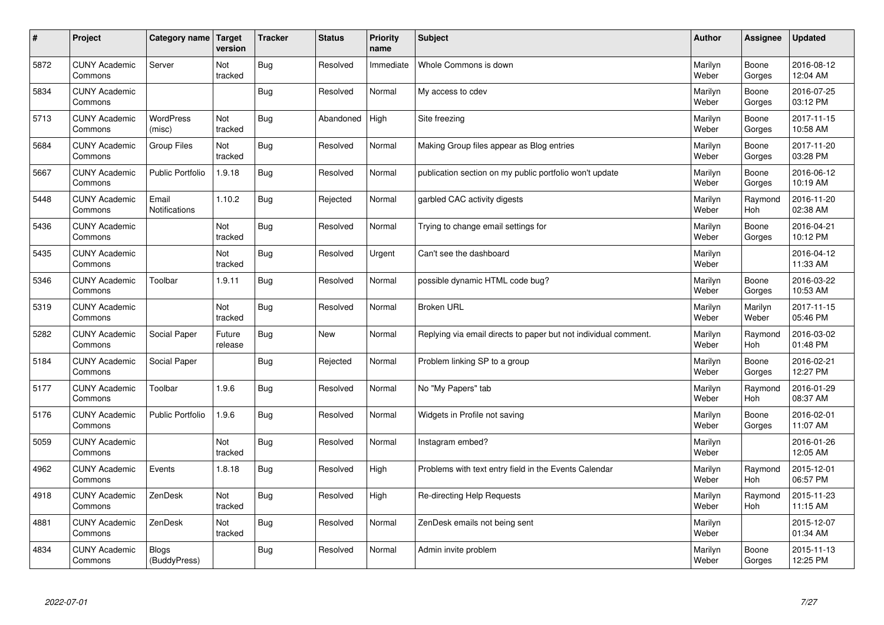| # | Project | Category name | Target version | Tracker | Status | Priority name | Subject | Author | Assignee | Updated |
|---|---|---|---|---|---|---|---|---|---|---|
| 5872 | CUNY Academic Commons | Server | Not tracked | Bug | Resolved | Immediate | Whole Commons is down | Marilyn Weber | Boone Gorges | 2016-08-12 12:04 AM |
| 5834 | CUNY Academic Commons | | | Bug | Resolved | Normal | My access to cdev | Marilyn Weber | Boone Gorges | 2016-07-25 03:12 PM |
| 5713 | CUNY Academic Commons | WordPress (misc) | Not tracked | Bug | Abandoned | High | Site freezing | Marilyn Weber | Boone Gorges | 2017-11-15 10:58 AM |
| 5684 | CUNY Academic Commons | Group Files | Not tracked | Bug | Resolved | Normal | Making Group files appear as Blog entries | Marilyn Weber | Boone Gorges | 2017-11-20 03:28 PM |
| 5667 | CUNY Academic Commons | Public Portfolio | 1.9.18 | Bug | Resolved | Normal | publication section on my public portfolio won't update | Marilyn Weber | Boone Gorges | 2016-06-12 10:19 AM |
| 5448 | CUNY Academic Commons | Email Notifications | 1.10.2 | Bug | Rejected | Normal | garbled CAC activity digests | Marilyn Weber | Raymond Hoh | 2016-11-20 02:38 AM |
| 5436 | CUNY Academic Commons | | Not tracked | Bug | Resolved | Normal | Trying to change email settings for | Marilyn Weber | Boone Gorges | 2016-04-21 10:12 PM |
| 5435 | CUNY Academic Commons | | Not tracked | Bug | Resolved | Urgent | Can't see the dashboard | Marilyn Weber | | 2016-04-12 11:33 AM |
| 5346 | CUNY Academic Commons | Toolbar | 1.9.11 | Bug | Resolved | Normal | possible dynamic HTML code bug? | Marilyn Weber | Boone Gorges | 2016-03-22 10:53 AM |
| 5319 | CUNY Academic Commons | | Not tracked | Bug | Resolved | Normal | Broken URL | Marilyn Weber | Marilyn Weber | 2017-11-15 05:46 PM |
| 5282 | CUNY Academic Commons | Social Paper | Future release | Bug | New | Normal | Replying via email directs to paper but not individual comment. | Marilyn Weber | Raymond Hoh | 2016-03-02 01:48 PM |
| 5184 | CUNY Academic Commons | Social Paper | | Bug | Rejected | Normal | Problem linking SP to a group | Marilyn Weber | Boone Gorges | 2016-02-21 12:27 PM |
| 5177 | CUNY Academic Commons | Toolbar | 1.9.6 | Bug | Resolved | Normal | No "My Papers" tab | Marilyn Weber | Raymond Hoh | 2016-01-29 08:37 AM |
| 5176 | CUNY Academic Commons | Public Portfolio | 1.9.6 | Bug | Resolved | Normal | Widgets in Profile not saving | Marilyn Weber | Boone Gorges | 2016-02-01 11:07 AM |
| 5059 | CUNY Academic Commons | | Not tracked | Bug | Resolved | Normal | Instagram embed? | Marilyn Weber | | 2016-01-26 12:05 AM |
| 4962 | CUNY Academic Commons | Events | 1.8.18 | Bug | Resolved | High | Problems with text entry field in the Events Calendar | Marilyn Weber | Raymond Hoh | 2015-12-01 06:57 PM |
| 4918 | CUNY Academic Commons | ZenDesk | Not tracked | Bug | Resolved | High | Re-directing Help Requests | Marilyn Weber | Raymond Hoh | 2015-11-23 11:15 AM |
| 4881 | CUNY Academic Commons | ZenDesk | Not tracked | Bug | Resolved | Normal | ZenDesk emails not being sent | Marilyn Weber | | 2015-12-07 01:34 AM |
| 4834 | CUNY Academic Commons | Blogs (BuddyPress) | | Bug | Resolved | Normal | Admin invite problem | Marilyn Weber | Boone Gorges | 2015-11-13 12:25 PM |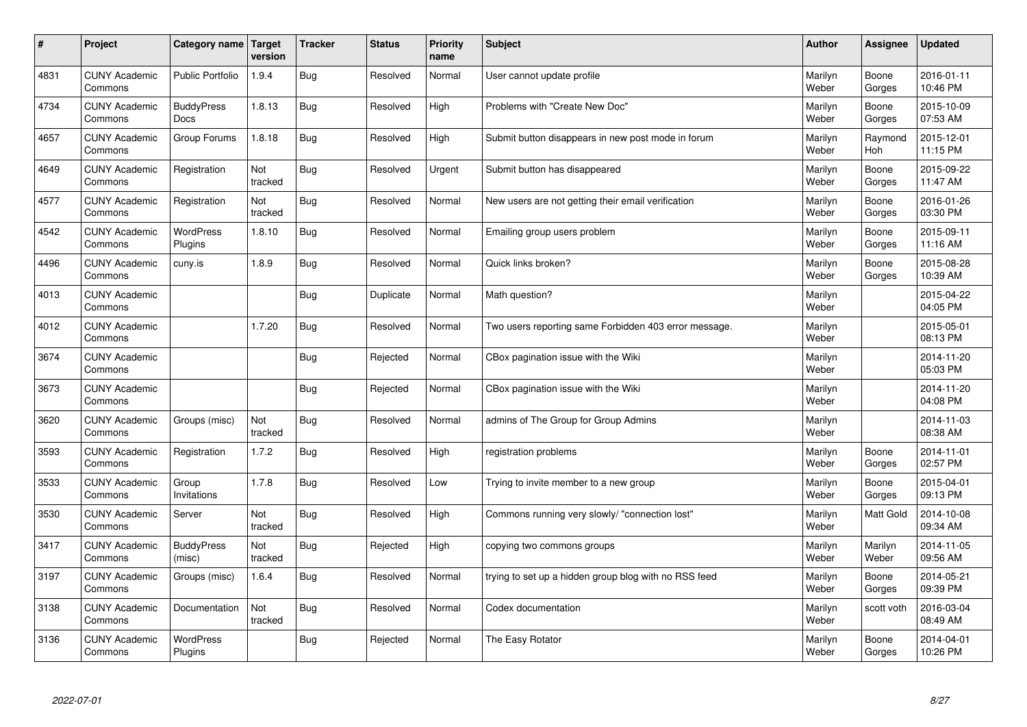| # | Project | Category name | Target version | Tracker | Status | Priority name | Subject | Author | Assignee | Updated |
|---|---|---|---|---|---|---|---|---|---|---|
| 4831 | CUNY Academic Commons | Public Portfolio | 1.9.4 | Bug | Resolved | Normal | User cannot update profile | Marilyn Weber | Boone Gorges | 2016-01-11 10:46 PM |
| 4734 | CUNY Academic Commons | BuddyPress Docs | 1.8.13 | Bug | Resolved | High | Problems with "Create New Doc" | Marilyn Weber | Boone Gorges | 2015-10-09 07:53 AM |
| 4657 | CUNY Academic Commons | Group Forums | 1.8.18 | Bug | Resolved | High | Submit button disappears in new post mode in forum | Marilyn Weber | Raymond Hoh | 2015-12-01 11:15 PM |
| 4649 | CUNY Academic Commons | Registration | Not tracked | Bug | Resolved | Urgent | Submit button has disappeared | Marilyn Weber | Boone Gorges | 2015-09-22 11:47 AM |
| 4577 | CUNY Academic Commons | Registration | Not tracked | Bug | Resolved | Normal | New users are not getting their email verification | Marilyn Weber | Boone Gorges | 2016-01-26 03:30 PM |
| 4542 | CUNY Academic Commons | WordPress Plugins | 1.8.10 | Bug | Resolved | Normal | Emailing group users problem | Marilyn Weber | Boone Gorges | 2015-09-11 11:16 AM |
| 4496 | CUNY Academic Commons | cuny.is | 1.8.9 | Bug | Resolved | Normal | Quick links broken? | Marilyn Weber | Boone Gorges | 2015-08-28 10:39 AM |
| 4013 | CUNY Academic Commons | | | Bug | Duplicate | Normal | Math question? | Marilyn Weber | | 2015-04-22 04:05 PM |
| 4012 | CUNY Academic Commons | | 1.7.20 | Bug | Resolved | Normal | Two users reporting same Forbidden 403 error message. | Marilyn Weber | | 2015-05-01 08:13 PM |
| 3674 | CUNY Academic Commons | | | Bug | Rejected | Normal | CBox pagination issue with the Wiki | Marilyn Weber | | 2014-11-20 05:03 PM |
| 3673 | CUNY Academic Commons | | | Bug | Rejected | Normal | CBox pagination issue with the Wiki | Marilyn Weber | | 2014-11-20 04:08 PM |
| 3620 | CUNY Academic Commons | Groups (misc) | Not tracked | Bug | Resolved | Normal | admins of The Group for Group Admins | Marilyn Weber | | 2014-11-03 08:38 AM |
| 3593 | CUNY Academic Commons | Registration | 1.7.2 | Bug | Resolved | High | registration problems | Marilyn Weber | Boone Gorges | 2014-11-01 02:57 PM |
| 3533 | CUNY Academic Commons | Group Invitations | 1.7.8 | Bug | Resolved | Low | Trying to invite member to a new group | Marilyn Weber | Boone Gorges | 2015-04-01 09:13 PM |
| 3530 | CUNY Academic Commons | Server | Not tracked | Bug | Resolved | High | Commons running very slowly/ "connection lost" | Marilyn Weber | Matt Gold | 2014-10-08 09:34 AM |
| 3417 | CUNY Academic Commons | BuddyPress (misc) | Not tracked | Bug | Rejected | High | copying two commons groups | Marilyn Weber | Marilyn Weber | 2014-11-05 09:56 AM |
| 3197 | CUNY Academic Commons | Groups (misc) | 1.6.4 | Bug | Resolved | Normal | trying to set up a hidden group blog with no RSS feed | Marilyn Weber | Boone Gorges | 2014-05-21 09:39 PM |
| 3138 | CUNY Academic Commons | Documentation | Not tracked | Bug | Resolved | Normal | Codex documentation | Marilyn Weber | scott voth | 2016-03-04 08:49 AM |
| 3136 | CUNY Academic Commons | WordPress Plugins | | Bug | Rejected | Normal | The Easy Rotator | Marilyn Weber | Boone Gorges | 2014-04-01 10:26 PM |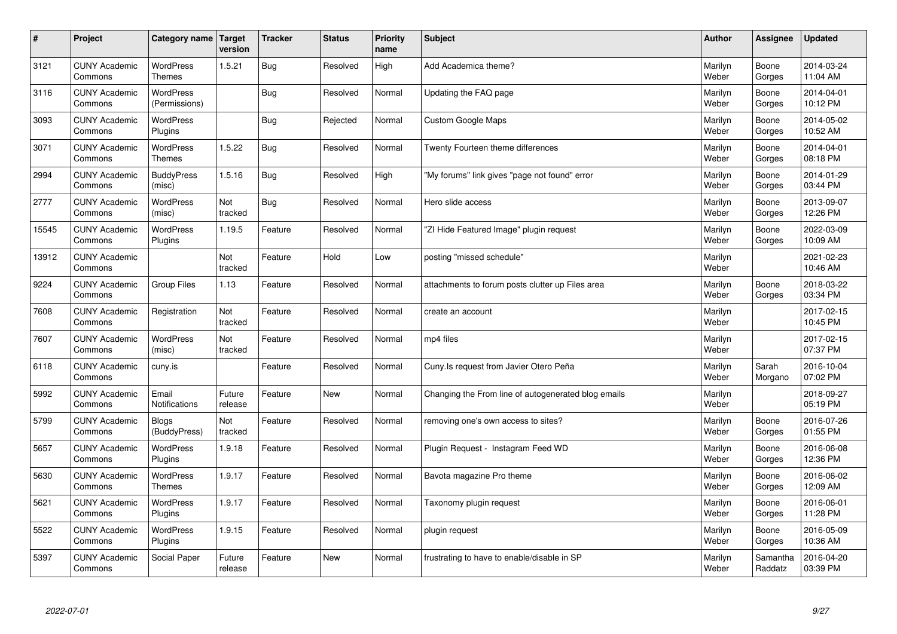| # | Project | Category name | Target version | Tracker | Status | Priority name | Subject | Author | Assignee | Updated |
|---|---|---|---|---|---|---|---|---|---|---|
| 3121 | CUNY Academic Commons | WordPress Themes | 1.5.21 | Bug | Resolved | High | Add Academica theme? | Marilyn Weber | Boone Gorges | 2014-03-24 11:04 AM |
| 3116 | CUNY Academic Commons | WordPress (Permissions) | | Bug | Resolved | Normal | Updating the FAQ page | Marilyn Weber | Boone Gorges | 2014-04-01 10:12 PM |
| 3093 | CUNY Academic Commons | WordPress Plugins | | Bug | Rejected | Normal | Custom Google Maps | Marilyn Weber | Boone Gorges | 2014-05-02 10:52 AM |
| 3071 | CUNY Academic Commons | WordPress Themes | 1.5.22 | Bug | Resolved | Normal | Twenty Fourteen theme differences | Marilyn Weber | Boone Gorges | 2014-04-01 08:18 PM |
| 2994 | CUNY Academic Commons | BuddyPress (misc) | 1.5.16 | Bug | Resolved | High | "My forums" link gives "page not found" error | Marilyn Weber | Boone Gorges | 2014-01-29 03:44 PM |
| 2777 | CUNY Academic Commons | WordPress (misc) | Not tracked | Bug | Resolved | Normal | Hero slide access | Marilyn Weber | Boone Gorges | 2013-09-07 12:26 PM |
| 15545 | CUNY Academic Commons | WordPress Plugins | 1.19.5 | Feature | Resolved | Normal | "ZI Hide Featured Image" plugin request | Marilyn Weber | Boone Gorges | 2022-03-09 10:09 AM |
| 13912 | CUNY Academic Commons | | Not tracked | Feature | Hold | Low | posting "missed schedule" | Marilyn Weber | | 2021-02-23 10:46 AM |
| 9224 | CUNY Academic Commons | Group Files | 1.13 | Feature | Resolved | Normal | attachments to forum posts clutter up Files area | Marilyn Weber | Boone Gorges | 2018-03-22 03:34 PM |
| 7608 | CUNY Academic Commons | Registration | Not tracked | Feature | Resolved | Normal | create an account | Marilyn Weber | | 2017-02-15 10:45 PM |
| 7607 | CUNY Academic Commons | WordPress (misc) | Not tracked | Feature | Resolved | Normal | mp4 files | Marilyn Weber | | 2017-02-15 07:37 PM |
| 6118 | CUNY Academic Commons | cuny.is | | Feature | Resolved | Normal | Cuny.Is request from Javier Otero Peña | Marilyn Weber | Sarah Morgano | 2016-10-04 07:02 PM |
| 5992 | CUNY Academic Commons | Email Notifications | Future release | Feature | New | Normal | Changing the From line of autogenerated blog emails | Marilyn Weber | | 2018-09-27 05:19 PM |
| 5799 | CUNY Academic Commons | Blogs (BuddyPress) | Not tracked | Feature | Resolved | Normal | removing one's own access to sites? | Marilyn Weber | Boone Gorges | 2016-07-26 01:55 PM |
| 5657 | CUNY Academic Commons | WordPress Plugins | 1.9.18 | Feature | Resolved | Normal | Plugin Request - Instagram Feed WD | Marilyn Weber | Boone Gorges | 2016-06-08 12:36 PM |
| 5630 | CUNY Academic Commons | WordPress Themes | 1.9.17 | Feature | Resolved | Normal | Bavota magazine Pro theme | Marilyn Weber | Boone Gorges | 2016-06-02 12:09 AM |
| 5621 | CUNY Academic Commons | WordPress Plugins | 1.9.17 | Feature | Resolved | Normal | Taxonomy plugin request | Marilyn Weber | Boone Gorges | 2016-06-01 11:28 PM |
| 5522 | CUNY Academic Commons | WordPress Plugins | 1.9.15 | Feature | Resolved | Normal | plugin request | Marilyn Weber | Boone Gorges | 2016-05-09 10:36 AM |
| 5397 | CUNY Academic Commons | Social Paper | Future release | Feature | New | Normal | frustrating to have to enable/disable in SP | Marilyn Weber | Samantha Raddatz | 2016-04-20 03:39 PM |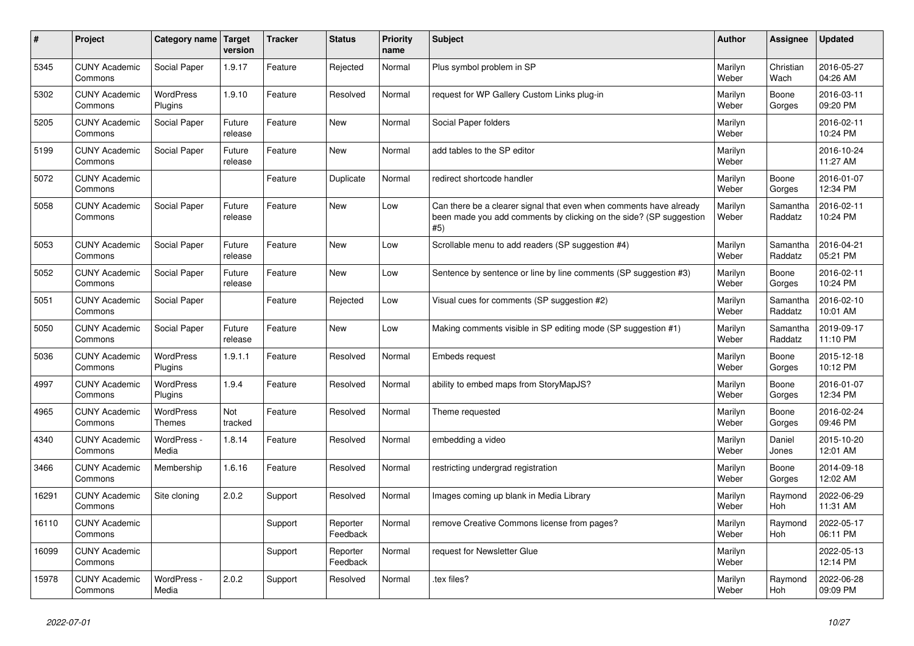| # | Project | Category name | Target version | Tracker | Status | Priority name | Subject | Author | Assignee | Updated |
|---|---|---|---|---|---|---|---|---|---|---|
| 5345 | CUNY Academic Commons | Social Paper | 1.9.17 | Feature | Rejected | Normal | Plus symbol problem in SP | Marilyn Weber | Christian Wach | 2016-05-27 04:26 AM |
| 5302 | CUNY Academic Commons | WordPress Plugins | 1.9.10 | Feature | Resolved | Normal | request for WP Gallery Custom Links plug-in | Marilyn Weber | Boone Gorges | 2016-03-11 09:20 PM |
| 5205 | CUNY Academic Commons | Social Paper | Future release | Feature | New | Normal | Social Paper folders | Marilyn Weber | | 2016-02-11 10:24 PM |
| 5199 | CUNY Academic Commons | Social Paper | Future release | Feature | New | Normal | add tables to the SP editor | Marilyn Weber | | 2016-10-24 11:27 AM |
| 5072 | CUNY Academic Commons | | | Feature | Duplicate | Normal | redirect shortcode handler | Marilyn Weber | Boone Gorges | 2016-01-07 12:34 PM |
| 5058 | CUNY Academic Commons | Social Paper | Future release | Feature | New | Low | Can there be a clearer signal that even when comments have already been made you add comments by clicking on the side? (SP suggestion #5) | Marilyn Weber | Samantha Raddatz | 2016-02-11 10:24 PM |
| 5053 | CUNY Academic Commons | Social Paper | Future release | Feature | New | Low | Scrollable menu to add readers (SP suggestion #4) | Marilyn Weber | Samantha Raddatz | 2016-04-21 05:21 PM |
| 5052 | CUNY Academic Commons | Social Paper | Future release | Feature | New | Low | Sentence by sentence or line by line comments (SP suggestion #3) | Marilyn Weber | Boone Gorges | 2016-02-11 10:24 PM |
| 5051 | CUNY Academic Commons | Social Paper | | Feature | Rejected | Low | Visual cues for comments (SP suggestion #2) | Marilyn Weber | Samantha Raddatz | 2016-02-10 10:01 AM |
| 5050 | CUNY Academic Commons | Social Paper | Future release | Feature | New | Low | Making comments visible in SP editing mode (SP suggestion #1) | Marilyn Weber | Samantha Raddatz | 2019-09-17 11:10 PM |
| 5036 | CUNY Academic Commons | WordPress Plugins | 1.9.1.1 | Feature | Resolved | Normal | Embeds request | Marilyn Weber | Boone Gorges | 2015-12-18 10:12 PM |
| 4997 | CUNY Academic Commons | WordPress Plugins | 1.9.4 | Feature | Resolved | Normal | ability to embed maps from StoryMapJS? | Marilyn Weber | Boone Gorges | 2016-01-07 12:34 PM |
| 4965 | CUNY Academic Commons | WordPress Themes | Not tracked | Feature | Resolved | Normal | Theme requested | Marilyn Weber | Boone Gorges | 2016-02-24 09:46 PM |
| 4340 | CUNY Academic Commons | WordPress - Media | 1.8.14 | Feature | Resolved | Normal | embedding a video | Marilyn Weber | Daniel Jones | 2015-10-20 12:01 AM |
| 3466 | CUNY Academic Commons | Membership | 1.6.16 | Feature | Resolved | Normal | restricting undergrad registration | Marilyn Weber | Boone Gorges | 2014-09-18 12:02 AM |
| 16291 | CUNY Academic Commons | Site cloning | 2.0.2 | Support | Resolved | Normal | Images coming up blank in Media Library | Marilyn Weber | Raymond Hoh | 2022-06-29 11:31 AM |
| 16110 | CUNY Academic Commons | | | Support | Reporter Feedback | Normal | remove Creative Commons license from pages? | Marilyn Weber | Raymond Hoh | 2022-05-17 06:11 PM |
| 16099 | CUNY Academic Commons | | | Support | Reporter Feedback | Normal | request for Newsletter Glue | Marilyn Weber | | 2022-05-13 12:14 PM |
| 15978 | CUNY Academic Commons | WordPress - Media | 2.0.2 | Support | Resolved | Normal | .tex files? | Marilyn Weber | Raymond Hoh | 2022-06-28 09:09 PM |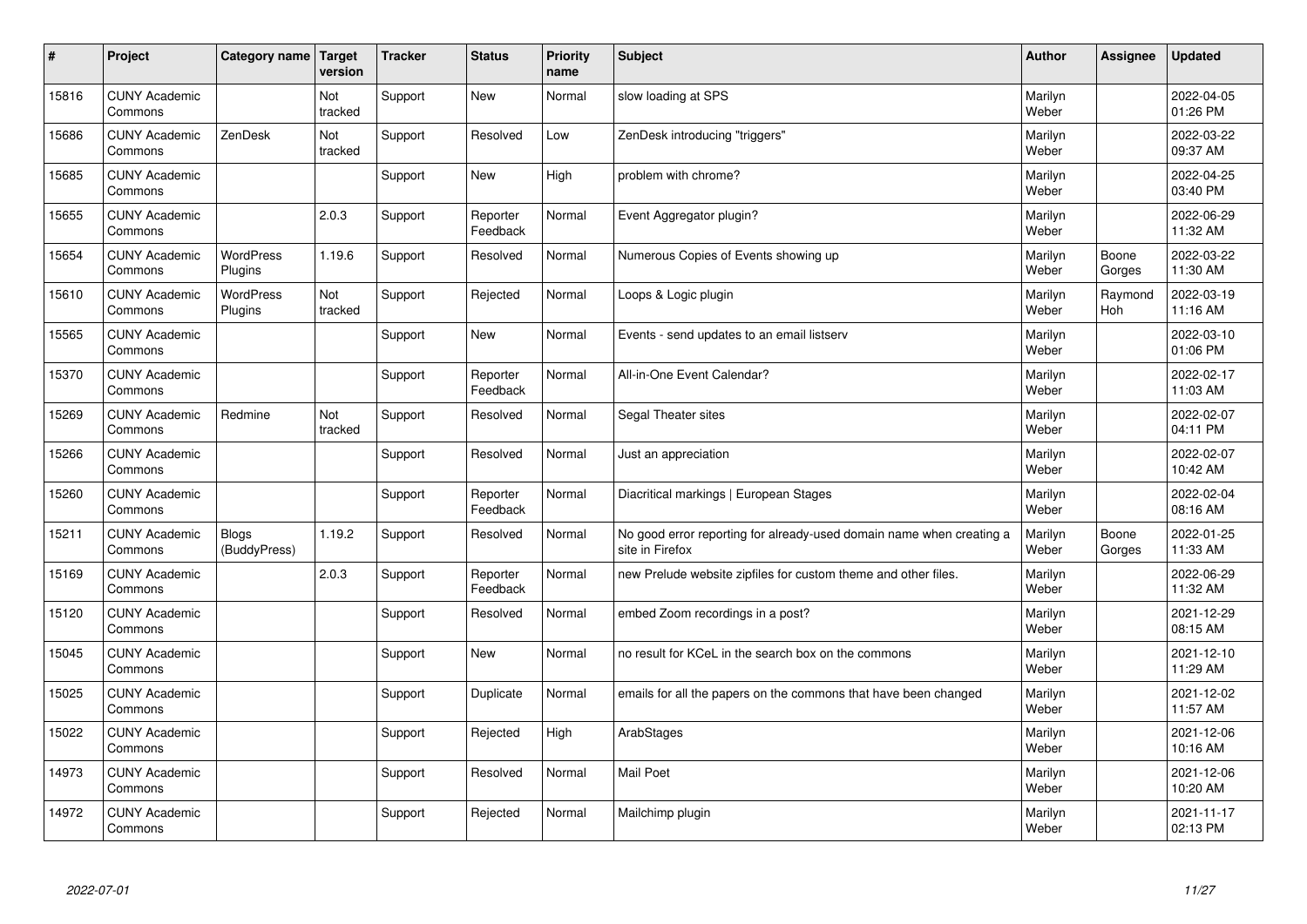| # | Project | Category name | Target version | Tracker | Status | Priority name | Subject | Author | Assignee | Updated |
|---|---|---|---|---|---|---|---|---|---|---|
| 15816 | CUNY Academic Commons | | Not tracked | Support | New | Normal | slow loading at SPS | Marilyn Weber | | 2022-04-05 01:26 PM |
| 15686 | CUNY Academic Commons | ZenDesk | Not tracked | Support | Resolved | Low | ZenDesk introducing "triggers" | Marilyn Weber | | 2022-03-22 09:37 AM |
| 15685 | CUNY Academic Commons | | | Support | New | High | problem with chrome? | Marilyn Weber | | 2022-04-25 03:40 PM |
| 15655 | CUNY Academic Commons | | 2.0.3 | Support | Reporter Feedback | Normal | Event Aggregator plugin? | Marilyn Weber | | 2022-06-29 11:32 AM |
| 15654 | CUNY Academic Commons | WordPress Plugins | 1.19.6 | Support | Resolved | Normal | Numerous Copies of Events showing up | Marilyn Weber | Boone Gorges | 2022-03-22 11:30 AM |
| 15610 | CUNY Academic Commons | WordPress Plugins | Not tracked | Support | Rejected | Normal | Loops & Logic plugin | Marilyn Weber | Raymond Hoh | 2022-03-19 11:16 AM |
| 15565 | CUNY Academic Commons | | | Support | New | Normal | Events - send updates to an email listserv | Marilyn Weber | | 2022-03-10 01:06 PM |
| 15370 | CUNY Academic Commons | | | Support | Reporter Feedback | Normal | All-in-One Event Calendar? | Marilyn Weber | | 2022-02-17 11:03 AM |
| 15269 | CUNY Academic Commons | Redmine | Not tracked | Support | Resolved | Normal | Segal Theater sites | Marilyn Weber | | 2022-02-07 04:11 PM |
| 15266 | CUNY Academic Commons | | | Support | Resolved | Normal | Just an appreciation | Marilyn Weber | | 2022-02-07 10:42 AM |
| 15260 | CUNY Academic Commons | | | Support | Reporter Feedback | Normal | Diacritical markings \| European Stages | Marilyn Weber | | 2022-02-04 08:16 AM |
| 15211 | CUNY Academic Commons | Blogs (BuddyPress) | 1.19.2 | Support | Resolved | Normal | No good error reporting for already-used domain name when creating a site in Firefox | Marilyn Weber | Boone Gorges | 2022-01-25 11:33 AM |
| 15169 | CUNY Academic Commons | | 2.0.3 | Support | Reporter Feedback | Normal | new Prelude website zipfiles for custom theme and other files. | Marilyn Weber | | 2022-06-29 11:32 AM |
| 15120 | CUNY Academic Commons | | | Support | Resolved | Normal | embed Zoom recordings in a post? | Marilyn Weber | | 2021-12-29 08:15 AM |
| 15045 | CUNY Academic Commons | | | Support | New | Normal | no result for KCeL in the search box on the commons | Marilyn Weber | | 2021-12-10 11:29 AM |
| 15025 | CUNY Academic Commons | | | Support | Duplicate | Normal | emails for all the papers on the commons that have been changed | Marilyn Weber | | 2021-12-02 11:57 AM |
| 15022 | CUNY Academic Commons | | | Support | Rejected | High | ArabStages | Marilyn Weber | | 2021-12-06 10:16 AM |
| 14973 | CUNY Academic Commons | | | Support | Resolved | Normal | Mail Poet | Marilyn Weber | | 2021-12-06 10:20 AM |
| 14972 | CUNY Academic Commons | | | Support | Rejected | Normal | Mailchimp plugin | Marilyn Weber | | 2021-11-17 02:13 PM |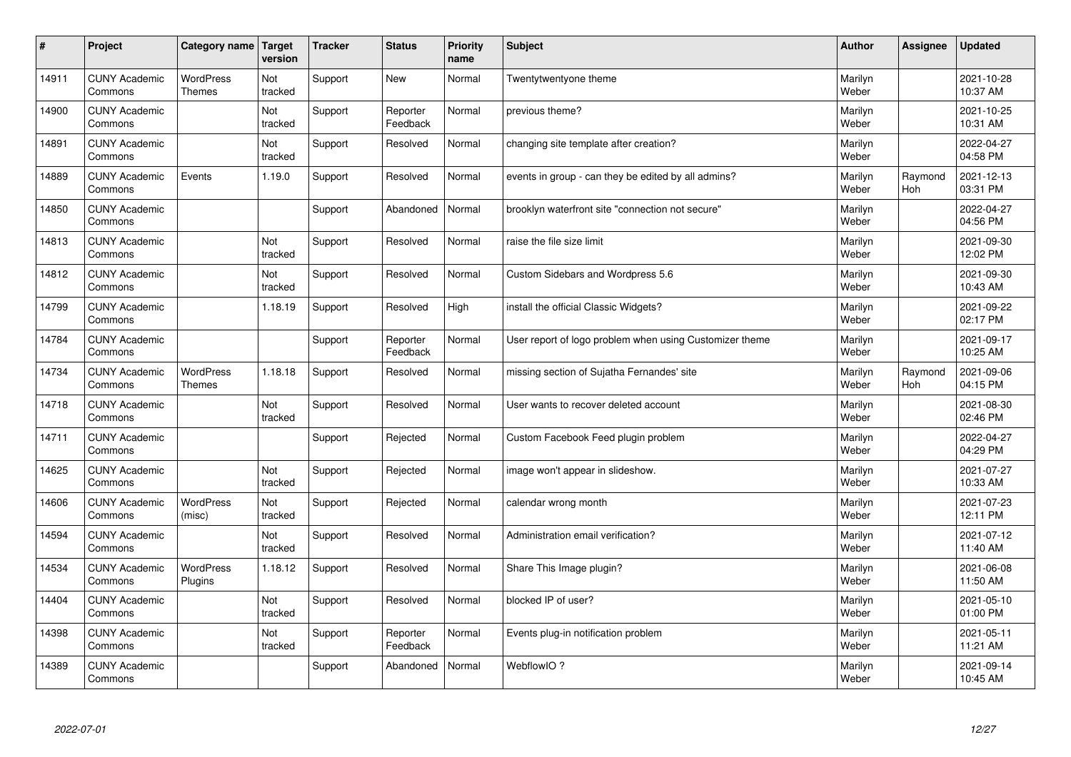| # | Project | Category name | Target version | Tracker | Status | Priority name | Subject | Author | Assignee | Updated |
|---|---|---|---|---|---|---|---|---|---|---|
| 14911 | CUNY Academic Commons | WordPress Themes | Not tracked | Support | New | Normal | Twentytwentyone theme | Marilyn Weber | | 2021-10-28 10:37 AM |
| 14900 | CUNY Academic Commons | | Not tracked | Support | Reporter Feedback | Normal | previous theme? | Marilyn Weber | | 2021-10-25 10:31 AM |
| 14891 | CUNY Academic Commons | | Not tracked | Support | Resolved | Normal | changing site template after creation? | Marilyn Weber | | 2022-04-27 04:58 PM |
| 14889 | CUNY Academic Commons | Events | 1.19.0 | Support | Resolved | Normal | events in group - can they be edited by all admins? | Marilyn Weber | Raymond Hoh | 2021-12-13 03:31 PM |
| 14850 | CUNY Academic Commons | | | Support | Abandoned | Normal | brooklyn waterfront site "connection not secure" | Marilyn Weber | | 2022-04-27 04:56 PM |
| 14813 | CUNY Academic Commons | | Not tracked | Support | Resolved | Normal | raise the file size limit | Marilyn Weber | | 2021-09-30 12:02 PM |
| 14812 | CUNY Academic Commons | | Not tracked | Support | Resolved | Normal | Custom Sidebars and Wordpress 5.6 | Marilyn Weber | | 2021-09-30 10:43 AM |
| 14799 | CUNY Academic Commons | | 1.18.19 | Support | Resolved | High | install the official Classic Widgets? | Marilyn Weber | | 2021-09-22 02:17 PM |
| 14784 | CUNY Academic Commons | | | Support | Reporter Feedback | Normal | User report of logo problem when using Customizer theme | Marilyn Weber | | 2021-09-17 10:25 AM |
| 14734 | CUNY Academic Commons | WordPress Themes | 1.18.18 | Support | Resolved | Normal | missing section of Sujatha Fernandes' site | Marilyn Weber | Raymond Hoh | 2021-09-06 04:15 PM |
| 14718 | CUNY Academic Commons | | Not tracked | Support | Resolved | Normal | User wants to recover deleted account | Marilyn Weber | | 2021-08-30 02:46 PM |
| 14711 | CUNY Academic Commons | | | Support | Rejected | Normal | Custom Facebook Feed plugin problem | Marilyn Weber | | 2022-04-27 04:29 PM |
| 14625 | CUNY Academic Commons | | Not tracked | Support | Rejected | Normal | image won't appear in slideshow. | Marilyn Weber | | 2021-07-27 10:33 AM |
| 14606 | CUNY Academic Commons | WordPress (misc) | Not tracked | Support | Rejected | Normal | calendar wrong month | Marilyn Weber | | 2021-07-23 12:11 PM |
| 14594 | CUNY Academic Commons | | Not tracked | Support | Resolved | Normal | Administration email verification? | Marilyn Weber | | 2021-07-12 11:40 AM |
| 14534 | CUNY Academic Commons | WordPress Plugins | 1.18.12 | Support | Resolved | Normal | Share This Image plugin? | Marilyn Weber | | 2021-06-08 11:50 AM |
| 14404 | CUNY Academic Commons | | Not tracked | Support | Resolved | Normal | blocked IP of user? | Marilyn Weber | | 2021-05-10 01:00 PM |
| 14398 | CUNY Academic Commons | | Not tracked | Support | Reporter Feedback | Normal | Events plug-in notification problem | Marilyn Weber | | 2021-05-11 11:21 AM |
| 14389 | CUNY Academic Commons | | | Support | Abandoned | Normal | WebflowIO ? | Marilyn Weber | | 2021-09-14 10:45 AM |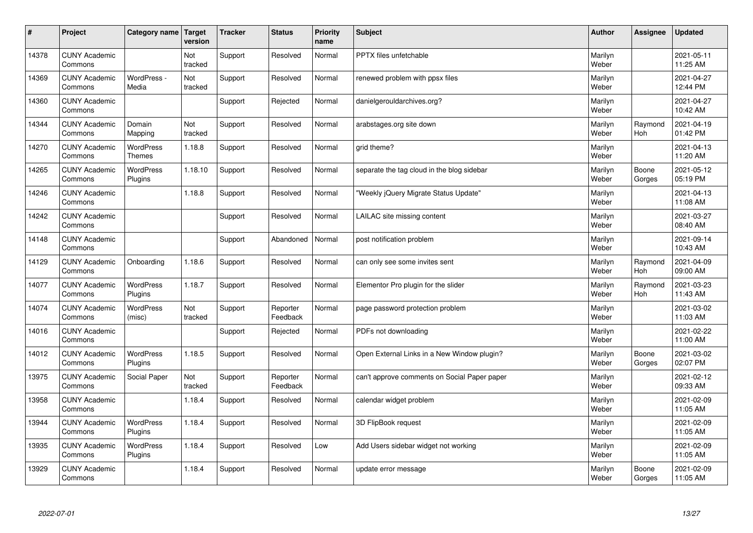| # | Project | Category name | Target version | Tracker | Status | Priority name | Subject | Author | Assignee | Updated |
|---|---|---|---|---|---|---|---|---|---|---|
| 14378 | CUNY Academic Commons | | Not tracked | Support | Resolved | Normal | PPTX files unfetchable | Marilyn Weber | | 2021-05-11 11:25 AM |
| 14369 | CUNY Academic Commons | WordPress - Media | Not tracked | Support | Resolved | Normal | renewed problem with ppsx files | Marilyn Weber | | 2021-04-27 12:44 PM |
| 14360 | CUNY Academic Commons | | | Support | Rejected | Normal | danielgerouldarchives.org? | Marilyn Weber | | 2021-04-27 10:42 AM |
| 14344 | CUNY Academic Commons | Domain Mapping | Not tracked | Support | Resolved | Normal | arabstages.org site down | Marilyn Weber | Raymond Hoh | 2021-04-19 01:42 PM |
| 14270 | CUNY Academic Commons | WordPress Themes | 1.18.8 | Support | Resolved | Normal | grid theme? | Marilyn Weber | | 2021-04-13 11:20 AM |
| 14265 | CUNY Academic Commons | WordPress Plugins | 1.18.10 | Support | Resolved | Normal | separate the tag cloud in the blog sidebar | Marilyn Weber | Boone Gorges | 2021-05-12 05:19 PM |
| 14246 | CUNY Academic Commons | | 1.18.8 | Support | Resolved | Normal | "Weekly jQuery Migrate Status Update" | Marilyn Weber | | 2021-04-13 11:08 AM |
| 14242 | CUNY Academic Commons | | | Support | Resolved | Normal | LAILAC site missing content | Marilyn Weber | | 2021-03-27 08:40 AM |
| 14148 | CUNY Academic Commons | | | Support | Abandoned | Normal | post notification problem | Marilyn Weber | | 2021-09-14 10:43 AM |
| 14129 | CUNY Academic Commons | Onboarding | 1.18.6 | Support | Resolved | Normal | can only see some invites sent | Marilyn Weber | Raymond Hoh | 2021-04-09 09:00 AM |
| 14077 | CUNY Academic Commons | WordPress Plugins | 1.18.7 | Support | Resolved | Normal | Elementor Pro plugin for the slider | Marilyn Weber | Raymond Hoh | 2021-03-23 11:43 AM |
| 14074 | CUNY Academic Commons | WordPress (misc) | Not tracked | Support | Reporter Feedback | Normal | page password protection problem | Marilyn Weber | | 2021-03-02 11:03 AM |
| 14016 | CUNY Academic Commons | | | Support | Rejected | Normal | PDFs not downloading | Marilyn Weber | | 2021-02-22 11:00 AM |
| 14012 | CUNY Academic Commons | WordPress Plugins | 1.18.5 | Support | Resolved | Normal | Open External Links in a New Window plugin? | Marilyn Weber | Boone Gorges | 2021-03-02 02:07 PM |
| 13975 | CUNY Academic Commons | Social Paper | Not tracked | Support | Reporter Feedback | Normal | can't approve comments on Social Paper paper | Marilyn Weber | | 2021-02-12 09:33 AM |
| 13958 | CUNY Academic Commons | | 1.18.4 | Support | Resolved | Normal | calendar widget problem | Marilyn Weber | | 2021-02-09 11:05 AM |
| 13944 | CUNY Academic Commons | WordPress Plugins | 1.18.4 | Support | Resolved | Normal | 3D FlipBook request | Marilyn Weber | | 2021-02-09 11:05 AM |
| 13935 | CUNY Academic Commons | WordPress Plugins | 1.18.4 | Support | Resolved | Low | Add Users sidebar widget not working | Marilyn Weber | | 2021-02-09 11:05 AM |
| 13929 | CUNY Academic Commons | | 1.18.4 | Support | Resolved | Normal | update error message | Marilyn Weber | Boone Gorges | 2021-02-09 11:05 AM |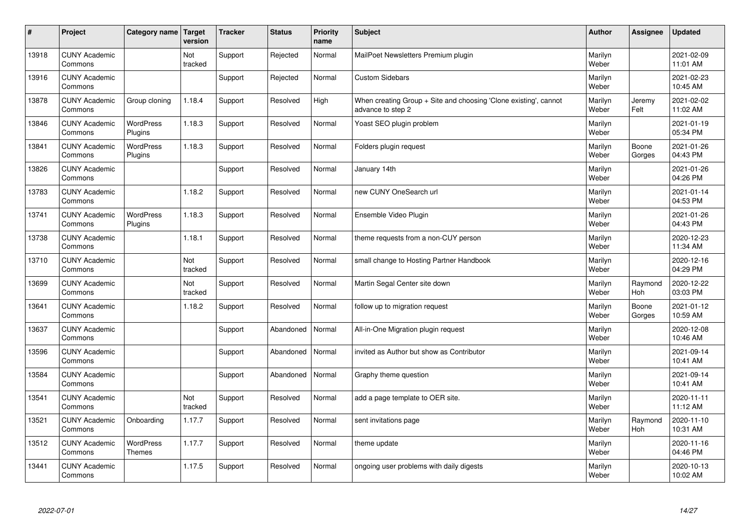| # | Project | Category name | Target version | Tracker | Status | Priority name | Subject | Author | Assignee | Updated |
|---|---|---|---|---|---|---|---|---|---|---|
| 13918 | CUNY Academic Commons | | Not tracked | Support | Rejected | Normal | MailPoet Newsletters Premium plugin | Marilyn Weber | | 2021-02-09 11:01 AM |
| 13916 | CUNY Academic Commons | | | Support | Rejected | Normal | Custom Sidebars | Marilyn Weber | | 2021-02-23 10:45 AM |
| 13878 | CUNY Academic Commons | Group cloning | 1.18.4 | Support | Resolved | High | When creating Group + Site and choosing 'Clone existing', cannot advance to step 2 | Marilyn Weber | Jeremy Felt | 2021-02-02 11:02 AM |
| 13846 | CUNY Academic Commons | WordPress Plugins | 1.18.3 | Support | Resolved | Normal | Yoast SEO plugin problem | Marilyn Weber | | 2021-01-19 05:34 PM |
| 13841 | CUNY Academic Commons | WordPress Plugins | 1.18.3 | Support | Resolved | Normal | Folders plugin request | Marilyn Weber | Boone Gorges | 2021-01-26 04:43 PM |
| 13826 | CUNY Academic Commons | | | Support | Resolved | Normal | January 14th | Marilyn Weber | | 2021-01-26 04:26 PM |
| 13783 | CUNY Academic Commons | | 1.18.2 | Support | Resolved | Normal | new CUNY OneSearch url | Marilyn Weber | | 2021-01-14 04:53 PM |
| 13741 | CUNY Academic Commons | WordPress Plugins | 1.18.3 | Support | Resolved | Normal | Ensemble Video Plugin | Marilyn Weber | | 2021-01-26 04:43 PM |
| 13738 | CUNY Academic Commons | | 1.18.1 | Support | Resolved | Normal | theme requests from a non-CUY person | Marilyn Weber | | 2020-12-23 11:34 AM |
| 13710 | CUNY Academic Commons | | Not tracked | Support | Resolved | Normal | small change to Hosting Partner Handbook | Marilyn Weber | | 2020-12-16 04:29 PM |
| 13699 | CUNY Academic Commons | | Not tracked | Support | Resolved | Normal | Martin Segal Center site down | Marilyn Weber | Raymond Hoh | 2020-12-22 03:03 PM |
| 13641 | CUNY Academic Commons | | 1.18.2 | Support | Resolved | Normal | follow up to migration request | Marilyn Weber | Boone Gorges | 2021-01-12 10:59 AM |
| 13637 | CUNY Academic Commons | | | Support | Abandoned | Normal | All-in-One Migration plugin request | Marilyn Weber | | 2020-12-08 10:46 AM |
| 13596 | CUNY Academic Commons | | | Support | Abandoned | Normal | invited as Author but show as Contributor | Marilyn Weber | | 2021-09-14 10:41 AM |
| 13584 | CUNY Academic Commons | | | Support | Abandoned | Normal | Graphy theme question | Marilyn Weber | | 2021-09-14 10:41 AM |
| 13541 | CUNY Academic Commons | | Not tracked | Support | Resolved | Normal | add a page template to OER site. | Marilyn Weber | | 2020-11-11 11:12 AM |
| 13521 | CUNY Academic Commons | Onboarding | 1.17.7 | Support | Resolved | Normal | sent invitations page | Marilyn Weber | Raymond Hoh | 2020-11-10 10:31 AM |
| 13512 | CUNY Academic Commons | WordPress Themes | 1.17.7 | Support | Resolved | Normal | theme update | Marilyn Weber | | 2020-11-16 04:46 PM |
| 13441 | CUNY Academic Commons | | 1.17.5 | Support | Resolved | Normal | ongoing user problems with daily digests | Marilyn Weber | | 2020-10-13 10:02 AM |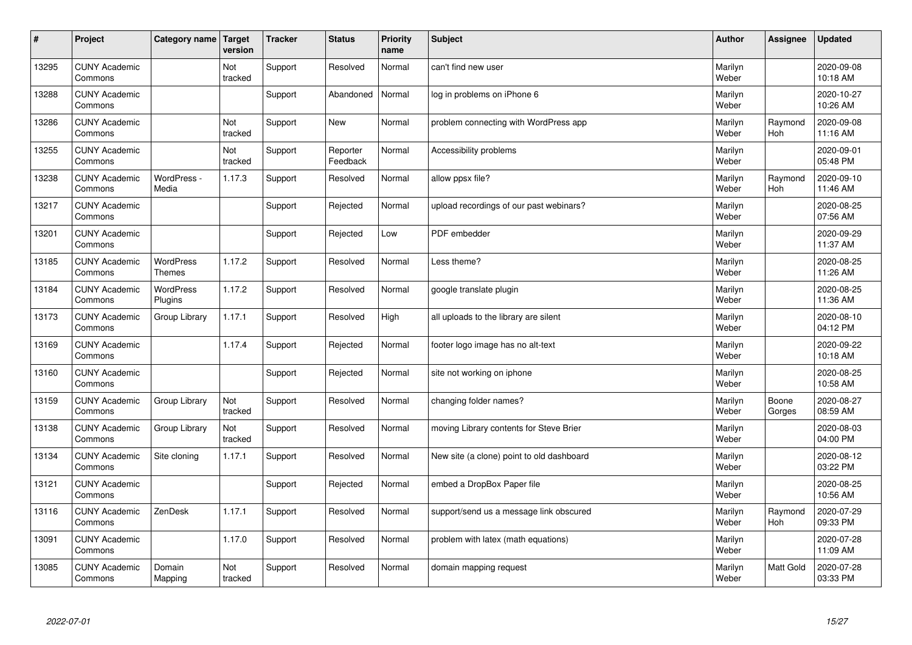| # | Project | Category name | Target version | Tracker | Status | Priority name | Subject | Author | Assignee | Updated |
|---|---|---|---|---|---|---|---|---|---|---|
| 13295 | CUNY Academic Commons | | Not tracked | Support | Resolved | Normal | can't find new user | Marilyn Weber | | 2020-09-08 10:18 AM |
| 13288 | CUNY Academic Commons | | | Support | Abandoned | Normal | log in problems on iPhone 6 | Marilyn Weber | | 2020-10-27 10:26 AM |
| 13286 | CUNY Academic Commons | | Not tracked | Support | New | Normal | problem connecting with WordPress app | Marilyn Weber | Raymond Hoh | 2020-09-08 11:16 AM |
| 13255 | CUNY Academic Commons | | Not tracked | Support | Reporter Feedback | Normal | Accessibility problems | Marilyn Weber | | 2020-09-01 05:48 PM |
| 13238 | CUNY Academic Commons | WordPress - Media | 1.17.3 | Support | Resolved | Normal | allow ppsx file? | Marilyn Weber | Raymond Hoh | 2020-09-10 11:46 AM |
| 13217 | CUNY Academic Commons | | | Support | Rejected | Normal | upload recordings of our past webinars? | Marilyn Weber | | 2020-08-25 07:56 AM |
| 13201 | CUNY Academic Commons | | | Support | Rejected | Low | PDF embedder | Marilyn Weber | | 2020-09-29 11:37 AM |
| 13185 | CUNY Academic Commons | WordPress Themes | 1.17.2 | Support | Resolved | Normal | Less theme? | Marilyn Weber | | 2020-08-25 11:26 AM |
| 13184 | CUNY Academic Commons | WordPress Plugins | 1.17.2 | Support | Resolved | Normal | google translate plugin | Marilyn Weber | | 2020-08-25 11:36 AM |
| 13173 | CUNY Academic Commons | Group Library | 1.17.1 | Support | Resolved | High | all uploads to the library are silent | Marilyn Weber | | 2020-08-10 04:12 PM |
| 13169 | CUNY Academic Commons | | 1.17.4 | Support | Rejected | Normal | footer logo image has no alt-text | Marilyn Weber | | 2020-09-22 10:18 AM |
| 13160 | CUNY Academic Commons | | | Support | Rejected | Normal | site not working on iphone | Marilyn Weber | | 2020-08-25 10:58 AM |
| 13159 | CUNY Academic Commons | Group Library | Not tracked | Support | Resolved | Normal | changing folder names? | Marilyn Weber | Boone Gorges | 2020-08-27 08:59 AM |
| 13138 | CUNY Academic Commons | Group Library | Not tracked | Support | Resolved | Normal | moving Library contents for Steve Brier | Marilyn Weber | | 2020-08-03 04:00 PM |
| 13134 | CUNY Academic Commons | Site cloning | 1.17.1 | Support | Resolved | Normal | New site (a clone) point to old dashboard | Marilyn Weber | | 2020-08-12 03:22 PM |
| 13121 | CUNY Academic Commons | | | Support | Rejected | Normal | embed a DropBox Paper file | Marilyn Weber | | 2020-08-25 10:56 AM |
| 13116 | CUNY Academic Commons | ZenDesk | 1.17.1 | Support | Resolved | Normal | support/send us a message link obscured | Marilyn Weber | Raymond Hoh | 2020-07-29 09:33 PM |
| 13091 | CUNY Academic Commons | | 1.17.0 | Support | Resolved | Normal | problem with latex (math equations) | Marilyn Weber | | 2020-07-28 11:09 AM |
| 13085 | CUNY Academic Commons | Domain Mapping | Not tracked | Support | Resolved | Normal | domain mapping request | Marilyn Weber | Matt Gold | 2020-07-28 03:33 PM |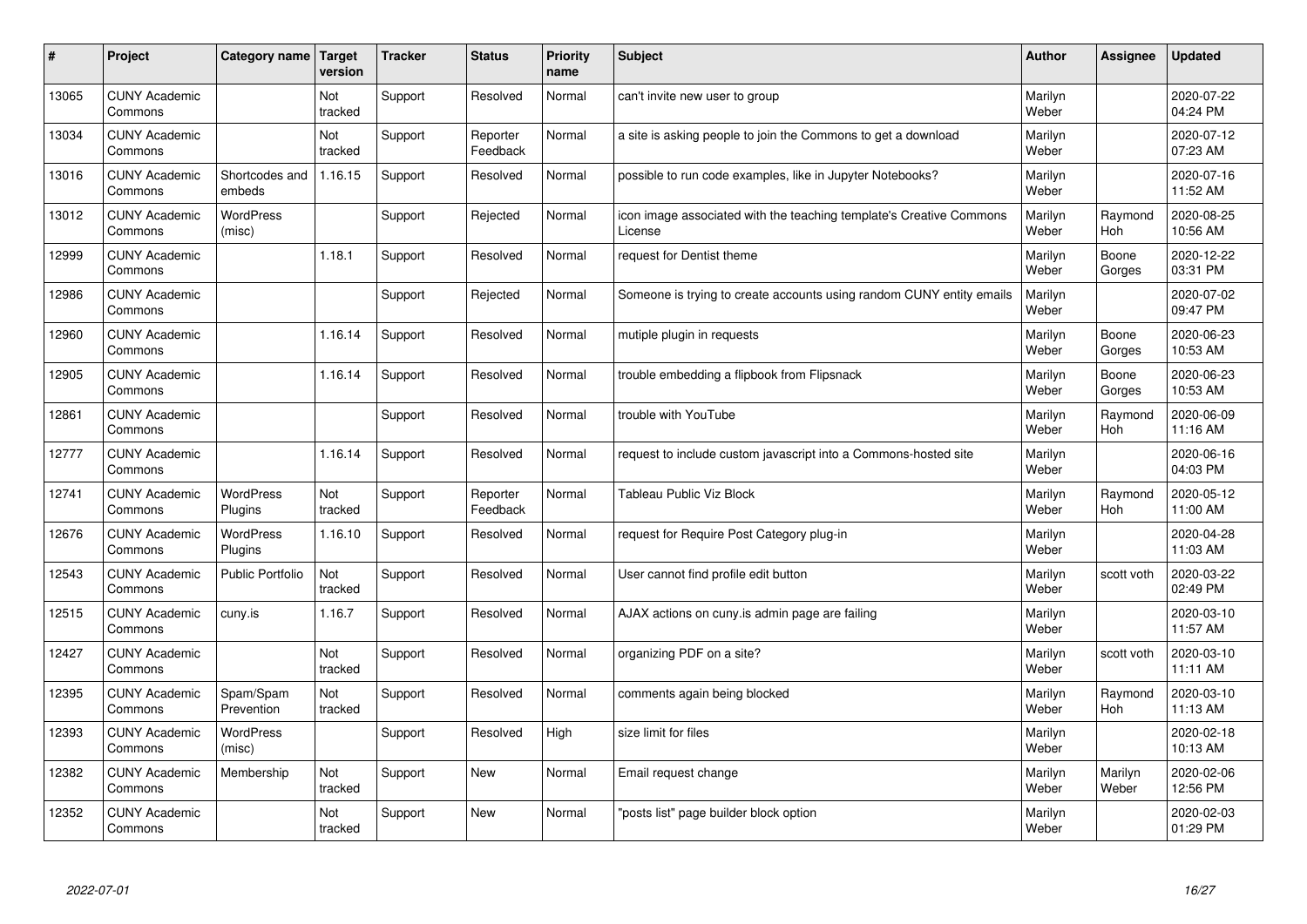| # | Project | Category name | Target version | Tracker | Status | Priority name | Subject | Author | Assignee | Updated |
|---|---|---|---|---|---|---|---|---|---|---|
| 13065 | CUNY Academic Commons | | Not tracked | Support | Resolved | Normal | can't invite new user to group | Marilyn Weber | | 2020-07-22 04:24 PM |
| 13034 | CUNY Academic Commons | | Not tracked | Support | Reporter Feedback | Normal | a site is asking people to join the Commons to get a download | Marilyn Weber | | 2020-07-12 07:23 AM |
| 13016 | CUNY Academic Commons | Shortcodes and embeds | 1.16.15 | Support | Resolved | Normal | possible to run code examples, like in Jupyter Notebooks? | Marilyn Weber | | 2020-07-16 11:52 AM |
| 13012 | CUNY Academic Commons | WordPress (misc) | | Support | Rejected | Normal | icon image associated with the teaching template's Creative Commons License | Marilyn Weber | Raymond Hoh | 2020-08-25 10:56 AM |
| 12999 | CUNY Academic Commons | | 1.18.1 | Support | Resolved | Normal | request for Dentist theme | Marilyn Weber | Boone Gorges | 2020-12-22 03:31 PM |
| 12986 | CUNY Academic Commons | | | Support | Rejected | Normal | Someone is trying to create accounts using random CUNY entity emails | Marilyn Weber | | 2020-07-02 09:47 PM |
| 12960 | CUNY Academic Commons | | 1.16.14 | Support | Resolved | Normal | mutiple plugin in requests | Marilyn Weber | Boone Gorges | 2020-06-23 10:53 AM |
| 12905 | CUNY Academic Commons | | 1.16.14 | Support | Resolved | Normal | trouble embedding a flipbook from Flipsnack | Marilyn Weber | Boone Gorges | 2020-06-23 10:53 AM |
| 12861 | CUNY Academic Commons | | | Support | Resolved | Normal | trouble with YouTube | Marilyn Weber | Raymond Hoh | 2020-06-09 11:16 AM |
| 12777 | CUNY Academic Commons | | 1.16.14 | Support | Resolved | Normal | request to include custom javascript into a Commons-hosted site | Marilyn Weber | | 2020-06-16 04:03 PM |
| 12741 | CUNY Academic Commons | WordPress Plugins | Not tracked | Support | Reporter Feedback | Normal | Tableau Public Viz Block | Marilyn Weber | Raymond Hoh | 2020-05-12 11:00 AM |
| 12676 | CUNY Academic Commons | WordPress Plugins | 1.16.10 | Support | Resolved | Normal | request for Require Post Category plug-in | Marilyn Weber | | 2020-04-28 11:03 AM |
| 12543 | CUNY Academic Commons | Public Portfolio | Not tracked | Support | Resolved | Normal | User cannot find profile edit button | Marilyn Weber | scott voth | 2020-03-22 02:49 PM |
| 12515 | CUNY Academic Commons | cuny.is | 1.16.7 | Support | Resolved | Normal | AJAX actions on cuny.is admin page are failing | Marilyn Weber | | 2020-03-10 11:57 AM |
| 12427 | CUNY Academic Commons | | Not tracked | Support | Resolved | Normal | organizing PDF on a site? | Marilyn Weber | scott voth | 2020-03-10 11:11 AM |
| 12395 | CUNY Academic Commons | Spam/Spam Prevention | Not tracked | Support | Resolved | Normal | comments again being blocked | Marilyn Weber | Raymond Hoh | 2020-03-10 11:13 AM |
| 12393 | CUNY Academic Commons | WordPress (misc) | | Support | Resolved | High | size limit for files | Marilyn Weber | | 2020-02-18 10:13 AM |
| 12382 | CUNY Academic Commons | Membership | Not tracked | Support | New | Normal | Email request change | Marilyn Weber | Marilyn Weber | 2020-02-06 12:56 PM |
| 12352 | CUNY Academic Commons | | Not tracked | Support | New | Normal | "posts list" page builder block option | Marilyn Weber | | 2020-02-03 01:29 PM |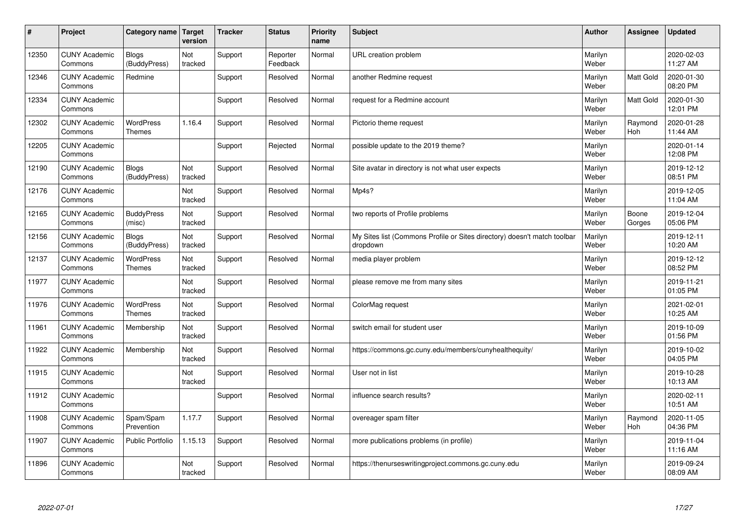| # | Project | Category name | Target version | Tracker | Status | Priority name | Subject | Author | Assignee | Updated |
|---|---|---|---|---|---|---|---|---|---|---|
| 12350 | CUNY Academic Commons | Blogs (BuddyPress) | Not tracked | Support | Reporter Feedback | Normal | URL creation problem | Marilyn Weber | | 2020-02-03 11:27 AM |
| 12346 | CUNY Academic Commons | Redmine | | Support | Resolved | Normal | another Redmine request | Marilyn Weber | Matt Gold | 2020-01-30 08:20 PM |
| 12334 | CUNY Academic Commons | | | Support | Resolved | Normal | request for a Redmine account | Marilyn Weber | Matt Gold | 2020-01-30 12:01 PM |
| 12302 | CUNY Academic Commons | WordPress Themes | 1.16.4 | Support | Resolved | Normal | Pictorio theme request | Marilyn Weber | Raymond Hoh | 2020-01-28 11:44 AM |
| 12205 | CUNY Academic Commons | | | Support | Rejected | Normal | possible update to the 2019 theme? | Marilyn Weber | | 2020-01-14 12:08 PM |
| 12190 | CUNY Academic Commons | Blogs (BuddyPress) | Not tracked | Support | Resolved | Normal | Site avatar in directory is not what user expects | Marilyn Weber | | 2019-12-12 08:51 PM |
| 12176 | CUNY Academic Commons | | Not tracked | Support | Resolved | Normal | Mp4s? | Marilyn Weber | | 2019-12-05 11:04 AM |
| 12165 | CUNY Academic Commons | BuddyPress (misc) | Not tracked | Support | Resolved | Normal | two reports of Profile problems | Marilyn Weber | Boone Gorges | 2019-12-04 05:06 PM |
| 12156 | CUNY Academic Commons | Blogs (BuddyPress) | Not tracked | Support | Resolved | Normal | My Sites list (Commons Profile or Sites directory) doesn't match toolbar dropdown | Marilyn Weber | | 2019-12-11 10:20 AM |
| 12137 | CUNY Academic Commons | WordPress Themes | Not tracked | Support | Resolved | Normal | media player problem | Marilyn Weber | | 2019-12-12 08:52 PM |
| 11977 | CUNY Academic Commons | | Not tracked | Support | Resolved | Normal | please remove me from many sites | Marilyn Weber | | 2019-11-21 01:05 PM |
| 11976 | CUNY Academic Commons | WordPress Themes | Not tracked | Support | Resolved | Normal | ColorMag request | Marilyn Weber | | 2021-02-01 10:25 AM |
| 11961 | CUNY Academic Commons | Membership | Not tracked | Support | Resolved | Normal | switch email for student user | Marilyn Weber | | 2019-10-09 01:56 PM |
| 11922 | CUNY Academic Commons | Membership | Not tracked | Support | Resolved | Normal | https://commons.gc.cuny.edu/members/cunyhealthequity/ | Marilyn Weber | | 2019-10-02 04:05 PM |
| 11915 | CUNY Academic Commons | | Not tracked | Support | Resolved | Normal | User not in list | Marilyn Weber | | 2019-10-28 10:13 AM |
| 11912 | CUNY Academic Commons | | | Support | Resolved | Normal | influence search results? | Marilyn Weber | | 2020-02-11 10:51 AM |
| 11908 | CUNY Academic Commons | Spam/Spam Prevention | 1.17.7 | Support | Resolved | Normal | overeager spam filter | Marilyn Weber | Raymond Hoh | 2020-11-05 04:36 PM |
| 11907 | CUNY Academic Commons | Public Portfolio | 1.15.13 | Support | Resolved | Normal | more publications problems (in profile) | Marilyn Weber | | 2019-11-04 11:16 AM |
| 11896 | CUNY Academic Commons | | Not tracked | Support | Resolved | Normal | https://thenurseswritingproject.commons.gc.cuny.edu | Marilyn Weber | | 2019-09-24 08:09 AM |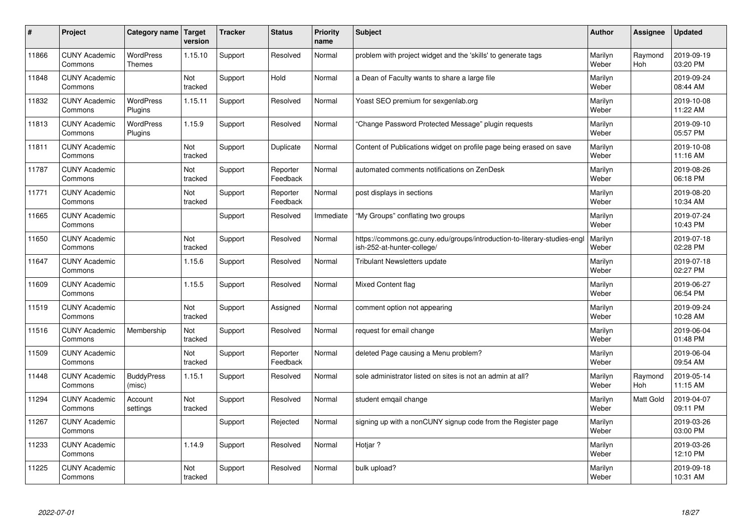| # | Project | Category name | Target version | Tracker | Status | Priority name | Subject | Author | Assignee | Updated |
|---|---|---|---|---|---|---|---|---|---|---|
| 11866 | CUNY Academic Commons | WordPress Themes | 1.15.10 | Support | Resolved | Normal | problem with project widget and the 'skills' to generate tags | Marilyn Weber | Raymond Hoh | 2019-09-19 03:20 PM |
| 11848 | CUNY Academic Commons | | Not tracked | Support | Hold | Normal | a Dean of Faculty wants to share a large file | Marilyn Weber | | 2019-09-24 08:44 AM |
| 11832 | CUNY Academic Commons | WordPress Plugins | 1.15.11 | Support | Resolved | Normal | Yoast SEO premium for sexgenlab.org | Marilyn Weber | | 2019-10-08 11:22 AM |
| 11813 | CUNY Academic Commons | WordPress Plugins | 1.15.9 | Support | Resolved | Normal | "Change Password Protected Message" plugin requests | Marilyn Weber | | 2019-09-10 05:57 PM |
| 11811 | CUNY Academic Commons | | Not tracked | Support | Duplicate | Normal | Content of Publications widget on profile page being erased on save | Marilyn Weber | | 2019-10-08 11:16 AM |
| 11787 | CUNY Academic Commons | | Not tracked | Support | Reporter Feedback | Normal | automated comments notifications on ZenDesk | Marilyn Weber | | 2019-08-26 06:18 PM |
| 11771 | CUNY Academic Commons | | Not tracked | Support | Reporter Feedback | Normal | post displays in sections | Marilyn Weber | | 2019-08-20 10:34 AM |
| 11665 | CUNY Academic Commons | | | Support | Resolved | Immediate | "My Groups" conflating two groups | Marilyn Weber | | 2019-07-24 10:43 PM |
| 11650 | CUNY Academic Commons | | Not tracked | Support | Resolved | Normal | https://commons.gc.cuny.edu/groups/introduction-to-literary-studies-english-252-at-hunter-college/ | Marilyn Weber | | 2019-07-18 02:28 PM |
| 11647 | CUNY Academic Commons | | 1.15.6 | Support | Resolved | Normal | Tribulant Newsletters update | Marilyn Weber | | 2019-07-18 02:27 PM |
| 11609 | CUNY Academic Commons | | 1.15.5 | Support | Resolved | Normal | Mixed Content flag | Marilyn Weber | | 2019-06-27 06:54 PM |
| 11519 | CUNY Academic Commons | | Not tracked | Support | Assigned | Normal | comment option not appearing | Marilyn Weber | | 2019-09-24 10:28 AM |
| 11516 | CUNY Academic Commons | Membership | Not tracked | Support | Resolved | Normal | request for email change | Marilyn Weber | | 2019-06-04 01:48 PM |
| 11509 | CUNY Academic Commons | | Not tracked | Support | Reporter Feedback | Normal | deleted Page causing a Menu problem? | Marilyn Weber | | 2019-06-04 09:54 AM |
| 11448 | CUNY Academic Commons | BuddyPress (misc) | 1.15.1 | Support | Resolved | Normal | sole administrator listed on sites is not an admin at all? | Marilyn Weber | Raymond Hoh | 2019-05-14 11:15 AM |
| 11294 | CUNY Academic Commons | Account settings | Not tracked | Support | Resolved | Normal | student emqail change | Marilyn Weber | Matt Gold | 2019-04-07 09:11 PM |
| 11267 | CUNY Academic Commons | | | Support | Rejected | Normal | signing up with a nonCUNY signup code from the Register page | Marilyn Weber | | 2019-03-26 03:00 PM |
| 11233 | CUNY Academic Commons | | 1.14.9 | Support | Resolved | Normal | Hotjar ? | Marilyn Weber | | 2019-03-26 12:10 PM |
| 11225 | CUNY Academic Commons | | Not tracked | Support | Resolved | Normal | bulk upload? | Marilyn Weber | | 2019-09-18 10:31 AM |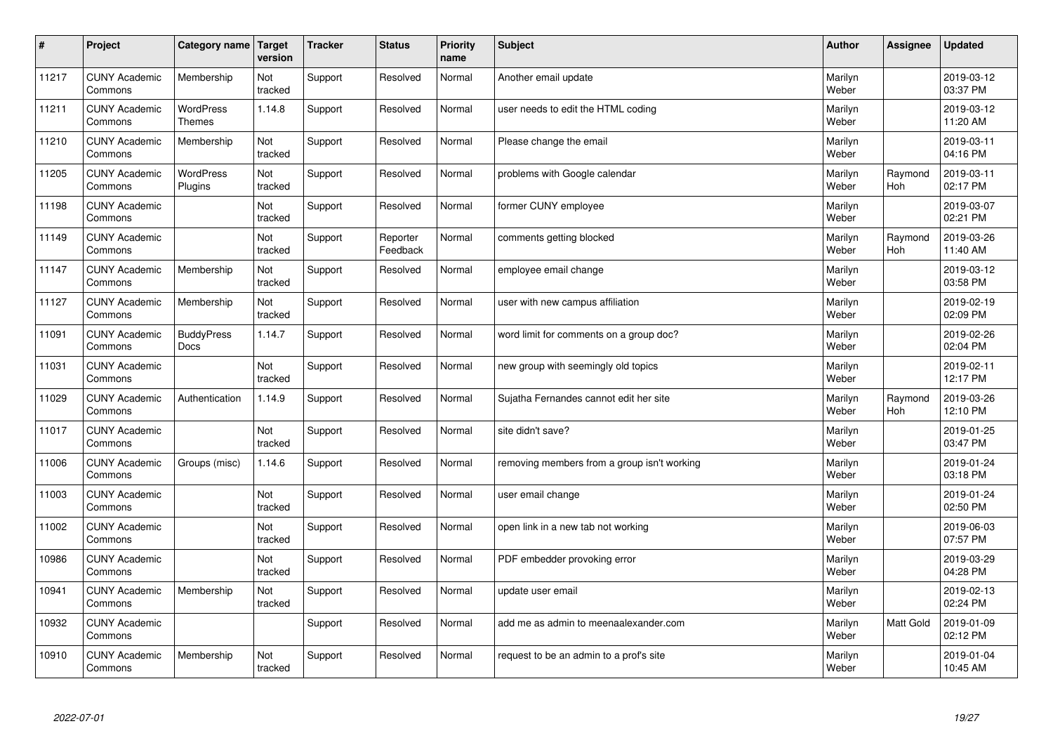| # | Project | Category name | Target version | Tracker | Status | Priority name | Subject | Author | Assignee | Updated |
|---|---|---|---|---|---|---|---|---|---|---|
| 11217 | CUNY Academic Commons | Membership | Not tracked | Support | Resolved | Normal | Another email update | Marilyn Weber | | 2019-03-12 03:37 PM |
| 11211 | CUNY Academic Commons | WordPress Themes | 1.14.8 | Support | Resolved | Normal | user needs to edit the HTML coding | Marilyn Weber | | 2019-03-12 11:20 AM |
| 11210 | CUNY Academic Commons | Membership | Not tracked | Support | Resolved | Normal | Please change the email | Marilyn Weber | | 2019-03-11 04:16 PM |
| 11205 | CUNY Academic Commons | WordPress Plugins | Not tracked | Support | Resolved | Normal | problems with Google calendar | Marilyn Weber | Raymond Hoh | 2019-03-11 02:17 PM |
| 11198 | CUNY Academic Commons | | Not tracked | Support | Resolved | Normal | former CUNY employee | Marilyn Weber | | 2019-03-07 02:21 PM |
| 11149 | CUNY Academic Commons | | Not tracked | Support | Reporter Feedback | Normal | comments getting blocked | Marilyn Weber | Raymond Hoh | 2019-03-26 11:40 AM |
| 11147 | CUNY Academic Commons | Membership | Not tracked | Support | Resolved | Normal | employee email change | Marilyn Weber | | 2019-03-12 03:58 PM |
| 11127 | CUNY Academic Commons | Membership | Not tracked | Support | Resolved | Normal | user with new campus affiliation | Marilyn Weber | | 2019-02-19 02:09 PM |
| 11091 | CUNY Academic Commons | BuddyPress Docs | 1.14.7 | Support | Resolved | Normal | word limit for comments on a group doc? | Marilyn Weber | | 2019-02-26 02:04 PM |
| 11031 | CUNY Academic Commons | | Not tracked | Support | Resolved | Normal | new group with seemingly old topics | Marilyn Weber | | 2019-02-11 12:17 PM |
| 11029 | CUNY Academic Commons | Authentication | 1.14.9 | Support | Resolved | Normal | Sujatha Fernandes cannot edit her site | Marilyn Weber | Raymond Hoh | 2019-03-26 12:10 PM |
| 11017 | CUNY Academic Commons | | Not tracked | Support | Resolved | Normal | site didn't save? | Marilyn Weber | | 2019-01-25 03:47 PM |
| 11006 | CUNY Academic Commons | Groups (misc) | 1.14.6 | Support | Resolved | Normal | removing members from a group isn't working | Marilyn Weber | | 2019-01-24 03:18 PM |
| 11003 | CUNY Academic Commons | | Not tracked | Support | Resolved | Normal | user email change | Marilyn Weber | | 2019-01-24 02:50 PM |
| 11002 | CUNY Academic Commons | | Not tracked | Support | Resolved | Normal | open link in a new tab not working | Marilyn Weber | | 2019-06-03 07:57 PM |
| 10986 | CUNY Academic Commons | | Not tracked | Support | Resolved | Normal | PDF embedder provoking error | Marilyn Weber | | 2019-03-29 04:28 PM |
| 10941 | CUNY Academic Commons | Membership | Not tracked | Support | Resolved | Normal | update user email | Marilyn Weber | | 2019-02-13 02:24 PM |
| 10932 | CUNY Academic Commons | | | Support | Resolved | Normal | add me as admin to meenaalexander.com | Marilyn Weber | Matt Gold | 2019-01-09 02:12 PM |
| 10910 | CUNY Academic Commons | Membership | Not tracked | Support | Resolved | Normal | request to be an admin to a prof's site | Marilyn Weber | | 2019-01-04 10:45 AM |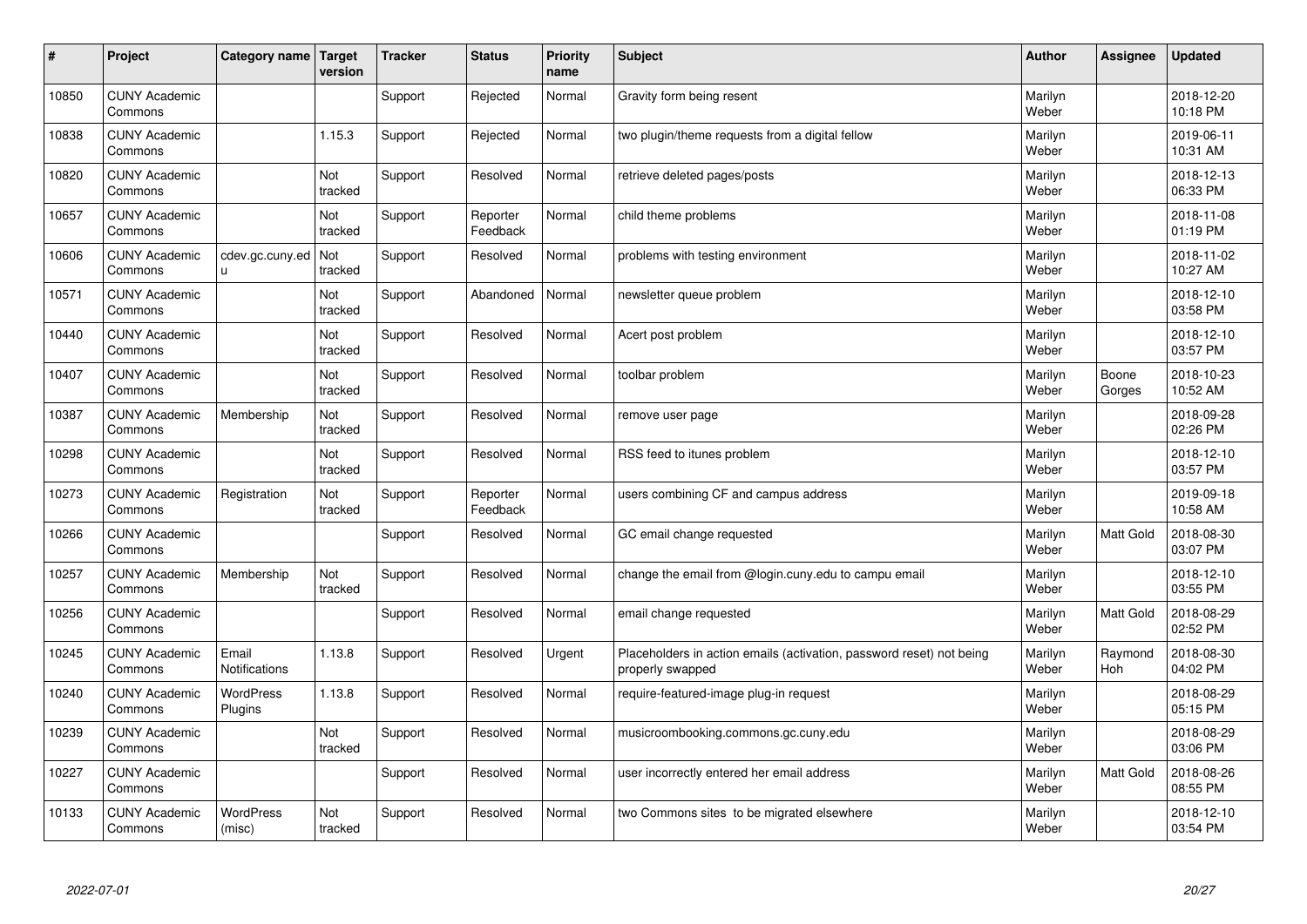| # | Project | Category name | Target version | Tracker | Status | Priority name | Subject | Author | Assignee | Updated |
|---|---|---|---|---|---|---|---|---|---|---|
| 10850 | CUNY Academic Commons | | | Support | Rejected | Normal | Gravity form being resent | Marilyn Weber | | 2018-12-20 10:18 PM |
| 10838 | CUNY Academic Commons | | 1.15.3 | Support | Rejected | Normal | two plugin/theme requests from a digital fellow | Marilyn Weber | | 2019-06-11 10:31 AM |
| 10820 | CUNY Academic Commons | | Not tracked | Support | Resolved | Normal | retrieve deleted pages/posts | Marilyn Weber | | 2018-12-13 06:33 PM |
| 10657 | CUNY Academic Commons | | Not tracked | Support | Reporter Feedback | Normal | child theme problems | Marilyn Weber | | 2018-11-08 01:19 PM |
| 10606 | CUNY Academic Commons | cdev.gc.cuny.edu | Not tracked | Support | Resolved | Normal | problems with testing environment | Marilyn Weber | | 2018-11-02 10:27 AM |
| 10571 | CUNY Academic Commons | | Not tracked | Support | Abandoned | Normal | newsletter queue problem | Marilyn Weber | | 2018-12-10 03:58 PM |
| 10440 | CUNY Academic Commons | | Not tracked | Support | Resolved | Normal | Acert post problem | Marilyn Weber | | 2018-12-10 03:57 PM |
| 10407 | CUNY Academic Commons | | Not tracked | Support | Resolved | Normal | toolbar problem | Marilyn Weber | Boone Gorges | 2018-10-23 10:52 AM |
| 10387 | CUNY Academic Commons | Membership | Not tracked | Support | Resolved | Normal | remove user page | Marilyn Weber | | 2018-09-28 02:26 PM |
| 10298 | CUNY Academic Commons | | Not tracked | Support | Resolved | Normal | RSS feed to itunes problem | Marilyn Weber | | 2018-12-10 03:57 PM |
| 10273 | CUNY Academic Commons | Registration | Not tracked | Support | Reporter Feedback | Normal | users combining CF and campus address | Marilyn Weber | | 2019-09-18 10:58 AM |
| 10266 | CUNY Academic Commons | | | Support | Resolved | Normal | GC email change requested | Marilyn Weber | Matt Gold | 2018-08-30 03:07 PM |
| 10257 | CUNY Academic Commons | Membership | Not tracked | Support | Resolved | Normal | change the email from @login.cuny.edu to campu email | Marilyn Weber | | 2018-12-10 03:55 PM |
| 10256 | CUNY Academic Commons | | | Support | Resolved | Normal | email change requested | Marilyn Weber | Matt Gold | 2018-08-29 02:52 PM |
| 10245 | CUNY Academic Commons | Email Notifications | 1.13.8 | Support | Resolved | Urgent | Placeholders in action emails (activation, password reset) not being properly swapped | Marilyn Weber | Raymond Hoh | 2018-08-30 04:02 PM |
| 10240 | CUNY Academic Commons | WordPress Plugins | 1.13.8 | Support | Resolved | Normal | require-featured-image plug-in request | Marilyn Weber | | 2018-08-29 05:15 PM |
| 10239 | CUNY Academic Commons | | Not tracked | Support | Resolved | Normal | musicroombooking.commons.gc.cuny.edu | Marilyn Weber | | 2018-08-29 03:06 PM |
| 10227 | CUNY Academic Commons | | | Support | Resolved | Normal | user incorrectly entered her email address | Marilyn Weber | Matt Gold | 2018-08-26 08:55 PM |
| 10133 | CUNY Academic Commons | WordPress (misc) | Not tracked | Support | Resolved | Normal | two Commons sites to be migrated elsewhere | Marilyn Weber | | 2018-12-10 03:54 PM |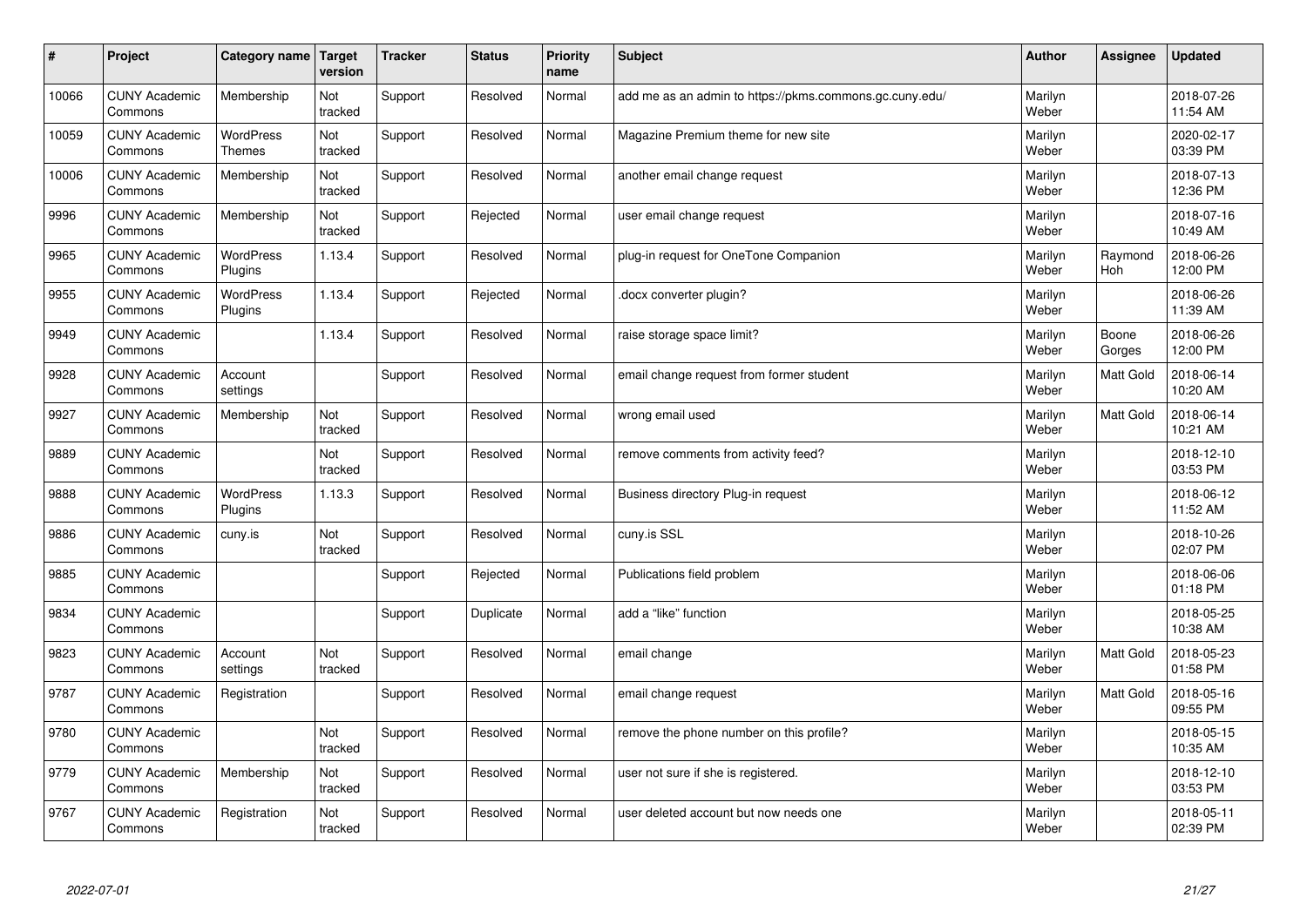| # | Project | Category name | Target version | Tracker | Status | Priority name | Subject | Author | Assignee | Updated |
|---|---|---|---|---|---|---|---|---|---|---|
| 10066 | CUNY Academic Commons | Membership | Not tracked | Support | Resolved | Normal | add me as an admin to https://pkms.commons.gc.cuny.edu/ | Marilyn Weber | | 2018-07-26 11:54 AM |
| 10059 | CUNY Academic Commons | WordPress Themes | Not tracked | Support | Resolved | Normal | Magazine Premium theme for new site | Marilyn Weber | | 2020-02-17 03:39 PM |
| 10006 | CUNY Academic Commons | Membership | Not tracked | Support | Resolved | Normal | another email change request | Marilyn Weber | | 2018-07-13 12:36 PM |
| 9996 | CUNY Academic Commons | Membership | Not tracked | Support | Rejected | Normal | user email change request | Marilyn Weber | | 2018-07-16 10:49 AM |
| 9965 | CUNY Academic Commons | WordPress Plugins | 1.13.4 | Support | Resolved | Normal | plug-in request for OneTone Companion | Marilyn Weber | Raymond Hoh | 2018-06-26 12:00 PM |
| 9955 | CUNY Academic Commons | WordPress Plugins | 1.13.4 | Support | Rejected | Normal | .docx converter plugin? | Marilyn Weber | | 2018-06-26 11:39 AM |
| 9949 | CUNY Academic Commons | | 1.13.4 | Support | Resolved | Normal | raise storage space limit? | Marilyn Weber | Boone Gorges | 2018-06-26 12:00 PM |
| 9928 | CUNY Academic Commons | Account settings | | Support | Resolved | Normal | email change request from former student | Marilyn Weber | Matt Gold | 2018-06-14 10:20 AM |
| 9927 | CUNY Academic Commons | Membership | Not tracked | Support | Resolved | Normal | wrong email used | Marilyn Weber | Matt Gold | 2018-06-14 10:21 AM |
| 9889 | CUNY Academic Commons | | Not tracked | Support | Resolved | Normal | remove comments from activity feed? | Marilyn Weber | | 2018-12-10 03:53 PM |
| 9888 | CUNY Academic Commons | WordPress Plugins | 1.13.3 | Support | Resolved | Normal | Business directory Plug-in request | Marilyn Weber | | 2018-06-12 11:52 AM |
| 9886 | CUNY Academic Commons | cuny.is | Not tracked | Support | Resolved | Normal | cuny.is SSL | Marilyn Weber | | 2018-10-26 02:07 PM |
| 9885 | CUNY Academic Commons | | | Support | Rejected | Normal | Publications field problem | Marilyn Weber | | 2018-06-06 01:18 PM |
| 9834 | CUNY Academic Commons | | | Support | Duplicate | Normal | add a "like" function | Marilyn Weber | | 2018-05-25 10:38 AM |
| 9823 | CUNY Academic Commons | Account settings | Not tracked | Support | Resolved | Normal | email change | Marilyn Weber | Matt Gold | 2018-05-23 01:58 PM |
| 9787 | CUNY Academic Commons | Registration | | Support | Resolved | Normal | email change request | Marilyn Weber | Matt Gold | 2018-05-16 09:55 PM |
| 9780 | CUNY Academic Commons | | Not tracked | Support | Resolved | Normal | remove the phone number on this profile? | Marilyn Weber | | 2018-05-15 10:35 AM |
| 9779 | CUNY Academic Commons | Membership | Not tracked | Support | Resolved | Normal | user not sure if she is registered. | Marilyn Weber | | 2018-12-10 03:53 PM |
| 9767 | CUNY Academic Commons | Registration | Not tracked | Support | Resolved | Normal | user deleted account but now needs one | Marilyn Weber | | 2018-05-11 02:39 PM |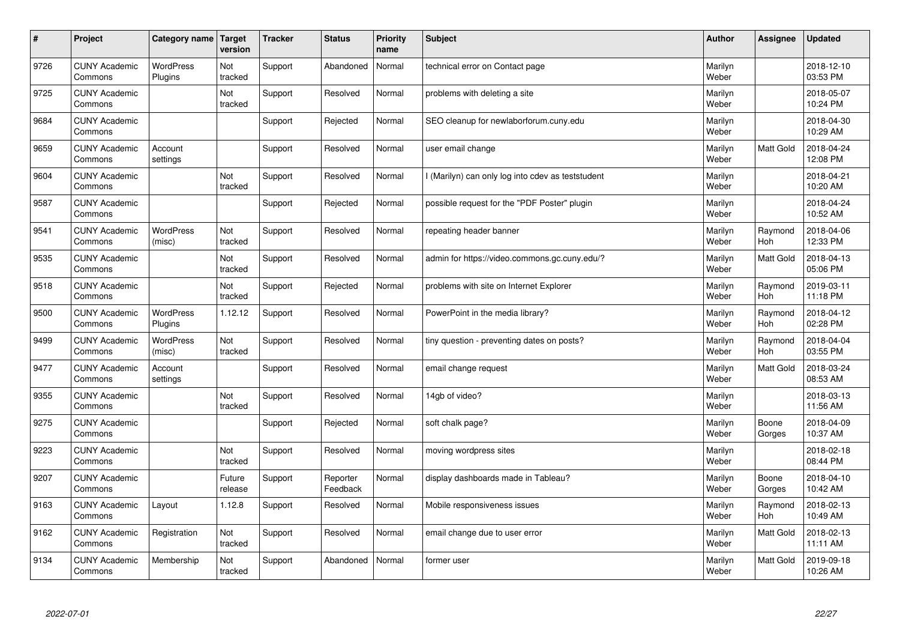| # | Project | Category name | Target version | Tracker | Status | Priority name | Subject | Author | Assignee | Updated |
|---|---|---|---|---|---|---|---|---|---|---|
| 9726 | CUNY Academic Commons | WordPress Plugins | Not tracked | Support | Abandoned | Normal | technical error on Contact page | Marilyn Weber | | 2018-12-10 03:53 PM |
| 9725 | CUNY Academic Commons | | Not tracked | Support | Resolved | Normal | problems with deleting a site | Marilyn Weber | | 2018-05-07 10:24 PM |
| 9684 | CUNY Academic Commons | | | Support | Rejected | Normal | SEO cleanup for newlaborforum.cuny.edu | Marilyn Weber | | 2018-04-30 10:29 AM |
| 9659 | CUNY Academic Commons | Account settings | | Support | Resolved | Normal | user email change | Marilyn Weber | Matt Gold | 2018-04-24 12:08 PM |
| 9604 | CUNY Academic Commons | | Not tracked | Support | Resolved | Normal | I (Marilyn) can only log into cdev as teststudent | Marilyn Weber | | 2018-04-21 10:20 AM |
| 9587 | CUNY Academic Commons | | | Support | Rejected | Normal | possible request for the "PDF Poster" plugin | Marilyn Weber | | 2018-04-24 10:52 AM |
| 9541 | CUNY Academic Commons | WordPress (misc) | Not tracked | Support | Resolved | Normal | repeating header banner | Marilyn Weber | Raymond Hoh | 2018-04-06 12:33 PM |
| 9535 | CUNY Academic Commons | | Not tracked | Support | Resolved | Normal | admin for https://video.commons.gc.cuny.edu/? | Marilyn Weber | Matt Gold | 2018-04-13 05:06 PM |
| 9518 | CUNY Academic Commons | | Not tracked | Support | Rejected | Normal | problems with site on Internet Explorer | Marilyn Weber | Raymond Hoh | 2019-03-11 11:18 PM |
| 9500 | CUNY Academic Commons | WordPress Plugins | 1.12.12 | Support | Resolved | Normal | PowerPoint in the media library? | Marilyn Weber | Raymond Hoh | 2018-04-12 02:28 PM |
| 9499 | CUNY Academic Commons | WordPress (misc) | Not tracked | Support | Resolved | Normal | tiny question - preventing dates on posts? | Marilyn Weber | Raymond Hoh | 2018-04-04 03:55 PM |
| 9477 | CUNY Academic Commons | Account settings | | Support | Resolved | Normal | email change request | Marilyn Weber | Matt Gold | 2018-03-24 08:53 AM |
| 9355 | CUNY Academic Commons | | Not tracked | Support | Resolved | Normal | 14gb of video? | Marilyn Weber | | 2018-03-13 11:56 AM |
| 9275 | CUNY Academic Commons | | | Support | Rejected | Normal | soft chalk page? | Marilyn Weber | Boone Gorges | 2018-04-09 10:37 AM |
| 9223 | CUNY Academic Commons | | Not tracked | Support | Resolved | Normal | moving wordpress sites | Marilyn Weber | | 2018-02-18 08:44 PM |
| 9207 | CUNY Academic Commons | | Future release | Support | Reporter Feedback | Normal | display dashboards made in Tableau? | Marilyn Weber | Boone Gorges | 2018-04-10 10:42 AM |
| 9163 | CUNY Academic Commons | Layout | 1.12.8 | Support | Resolved | Normal | Mobile responsiveness issues | Marilyn Weber | Raymond Hoh | 2018-02-13 10:49 AM |
| 9162 | CUNY Academic Commons | Registration | Not tracked | Support | Resolved | Normal | email change due to user error | Marilyn Weber | Matt Gold | 2018-02-13 11:11 AM |
| 9134 | CUNY Academic Commons | Membership | Not tracked | Support | Abandoned | Normal | former user | Marilyn Weber | Matt Gold | 2019-09-18 10:26 AM |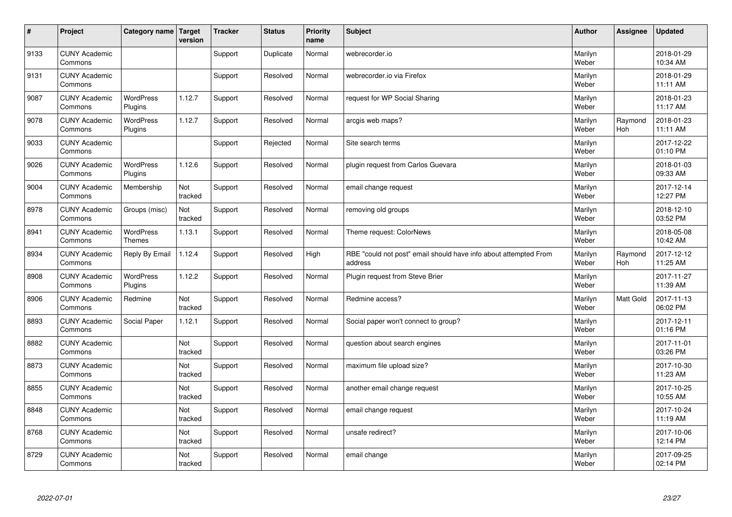| # | Project | Category name | Target version | Tracker | Status | Priority name | Subject | Author | Assignee | Updated |
|---|---|---|---|---|---|---|---|---|---|---|
| 9133 | CUNY Academic Commons | | | Support | Duplicate | Normal | webrecorder.io | Marilyn Weber | | 2018-01-29 10:34 AM |
| 9131 | CUNY Academic Commons | | | Support | Resolved | Normal | webrecorder.io via Firefox | Marilyn Weber | | 2018-01-29 11:11 AM |
| 9087 | CUNY Academic Commons | WordPress Plugins | 1.12.7 | Support | Resolved | Normal | request for WP Social Sharing | Marilyn Weber | | 2018-01-23 11:17 AM |
| 9078 | CUNY Academic Commons | WordPress Plugins | 1.12.7 | Support | Resolved | Normal | arcgis web maps? | Marilyn Weber | Raymond Hoh | 2018-01-23 11:11 AM |
| 9033 | CUNY Academic Commons | | | Support | Rejected | Normal | Site search terms | Marilyn Weber | | 2017-12-22 01:10 PM |
| 9026 | CUNY Academic Commons | WordPress Plugins | 1.12.6 | Support | Resolved | Normal | plugin request from Carlos Guevara | Marilyn Weber | | 2018-01-03 09:33 AM |
| 9004 | CUNY Academic Commons | Membership | Not tracked | Support | Resolved | Normal | email change request | Marilyn Weber | | 2017-12-14 12:27 PM |
| 8978 | CUNY Academic Commons | Groups (misc) | Not tracked | Support | Resolved | Normal | removing old groups | Marilyn Weber | | 2018-12-10 03:52 PM |
| 8941 | CUNY Academic Commons | WordPress Themes | 1.13.1 | Support | Resolved | Normal | Theme request: ColorNews | Marilyn Weber | | 2018-05-08 10:42 AM |
| 8934 | CUNY Academic Commons | Reply By Email | 1.12.4 | Support | Resolved | High | RBE "could not post" email should have info about attempted From address | Marilyn Weber | Raymond Hoh | 2017-12-12 11:25 AM |
| 8908 | CUNY Academic Commons | WordPress Plugins | 1.12.2 | Support | Resolved | Normal | Plugin request from Steve Brier | Marilyn Weber | | 2017-11-27 11:39 AM |
| 8906 | CUNY Academic Commons | Redmine | Not tracked | Support | Resolved | Normal | Redmine access? | Marilyn Weber | Matt Gold | 2017-11-13 06:02 PM |
| 8893 | CUNY Academic Commons | Social Paper | 1.12.1 | Support | Resolved | Normal | Social paper won't connect to group? | Marilyn Weber | | 2017-12-11 01:16 PM |
| 8882 | CUNY Academic Commons | | Not tracked | Support | Resolved | Normal | question about search engines | Marilyn Weber | | 2017-11-01 03:26 PM |
| 8873 | CUNY Academic Commons | | Not tracked | Support | Resolved | Normal | maximum file upload size? | Marilyn Weber | | 2017-10-30 11:23 AM |
| 8855 | CUNY Academic Commons | | Not tracked | Support | Resolved | Normal | another email change request | Marilyn Weber | | 2017-10-25 10:55 AM |
| 8848 | CUNY Academic Commons | | Not tracked | Support | Resolved | Normal | email change request | Marilyn Weber | | 2017-10-24 11:19 AM |
| 8768 | CUNY Academic Commons | | Not tracked | Support | Resolved | Normal | unsafe redirect? | Marilyn Weber | | 2017-10-06 12:14 PM |
| 8729 | CUNY Academic Commons | | Not tracked | Support | Resolved | Normal | email change | Marilyn Weber | | 2017-09-25 02:14 PM |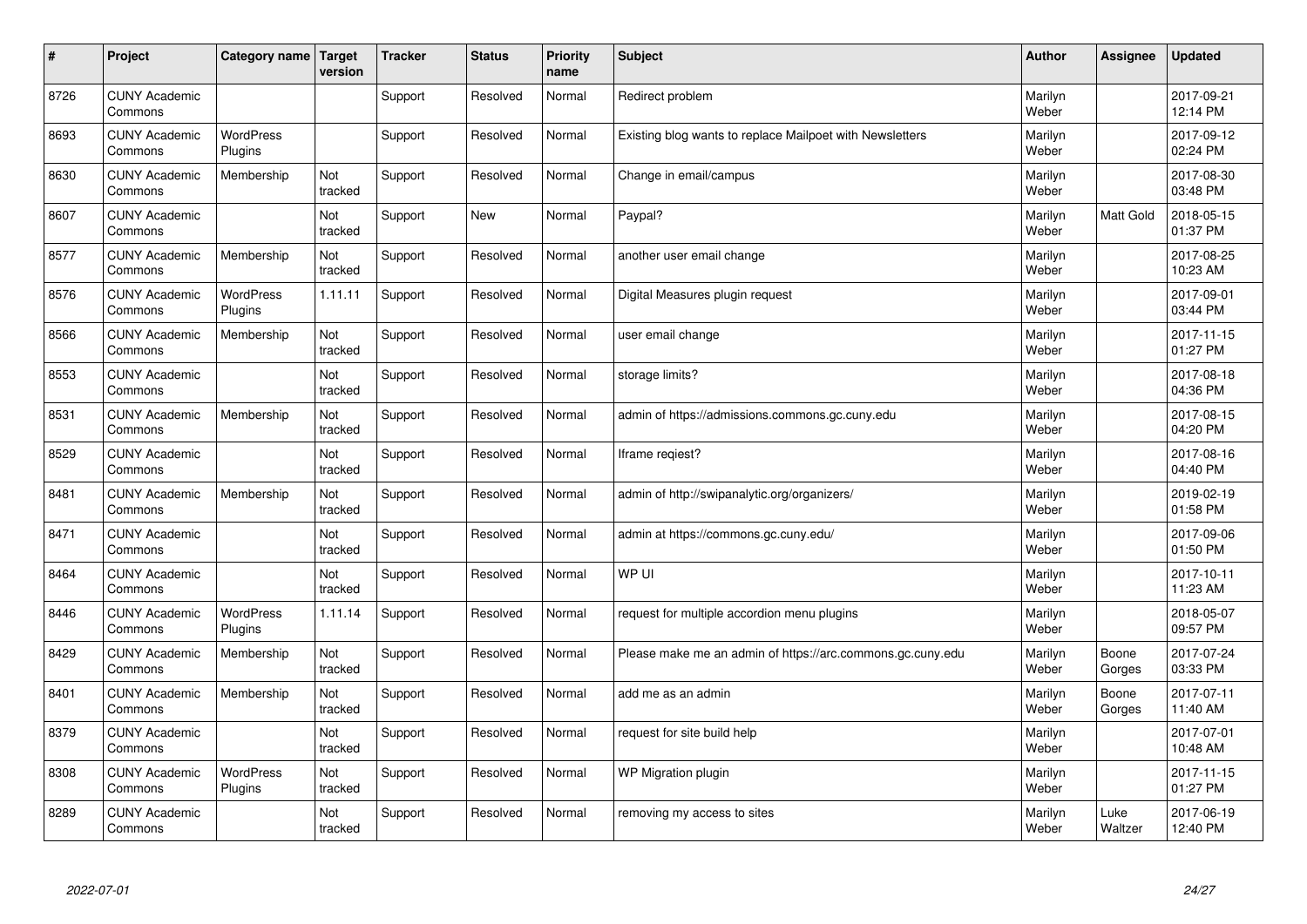| # | Project | Category name | Target version | Tracker | Status | Priority name | Subject | Author | Assignee | Updated |
|---|---|---|---|---|---|---|---|---|---|---|
| 8726 | CUNY Academic Commons | | | Support | Resolved | Normal | Redirect problem | Marilyn Weber | | 2017-09-21 12:14 PM |
| 8693 | CUNY Academic Commons | WordPress Plugins | | Support | Resolved | Normal | Existing blog wants to replace Mailpoet with Newsletters | Marilyn Weber | | 2017-09-12 02:24 PM |
| 8630 | CUNY Academic Commons | Membership | Not tracked | Support | Resolved | Normal | Change in email/campus | Marilyn Weber | | 2017-08-30 03:48 PM |
| 8607 | CUNY Academic Commons | | Not tracked | Support | New | Normal | Paypal? | Marilyn Weber | Matt Gold | 2018-05-15 01:37 PM |
| 8577 | CUNY Academic Commons | Membership | Not tracked | Support | Resolved | Normal | another user email change | Marilyn Weber | | 2017-08-25 10:23 AM |
| 8576 | CUNY Academic Commons | WordPress Plugins | 1.11.11 | Support | Resolved | Normal | Digital Measures plugin request | Marilyn Weber | | 2017-09-01 03:44 PM |
| 8566 | CUNY Academic Commons | Membership | Not tracked | Support | Resolved | Normal | user email change | Marilyn Weber | | 2017-11-15 01:27 PM |
| 8553 | CUNY Academic Commons | | Not tracked | Support | Resolved | Normal | storage limits? | Marilyn Weber | | 2017-08-18 04:36 PM |
| 8531 | CUNY Academic Commons | Membership | Not tracked | Support | Resolved | Normal | admin of https://admissions.commons.gc.cuny.edu | Marilyn Weber | | 2017-08-15 04:20 PM |
| 8529 | CUNY Academic Commons | | Not tracked | Support | Resolved | Normal | Iframe reqiest? | Marilyn Weber | | 2017-08-16 04:40 PM |
| 8481 | CUNY Academic Commons | Membership | Not tracked | Support | Resolved | Normal | admin of http://swipanalytic.org/organizers/ | Marilyn Weber | | 2019-02-19 01:58 PM |
| 8471 | CUNY Academic Commons | | Not tracked | Support | Resolved | Normal | admin at https://commons.gc.cuny.edu/ | Marilyn Weber | | 2017-09-06 01:50 PM |
| 8464 | CUNY Academic Commons | | Not tracked | Support | Resolved | Normal | WP UI | Marilyn Weber | | 2017-10-11 11:23 AM |
| 8446 | CUNY Academic Commons | WordPress Plugins | 1.11.14 | Support | Resolved | Normal | request for multiple accordion menu plugins | Marilyn Weber | | 2018-05-07 09:57 PM |
| 8429 | CUNY Academic Commons | Membership | Not tracked | Support | Resolved | Normal | Please make me an admin of https://arc.commons.gc.cuny.edu | Marilyn Weber | Boone Gorges | 2017-07-24 03:33 PM |
| 8401 | CUNY Academic Commons | Membership | Not tracked | Support | Resolved | Normal | add me as an admin | Marilyn Weber | Boone Gorges | 2017-07-11 11:40 AM |
| 8379 | CUNY Academic Commons | | Not tracked | Support | Resolved | Normal | request for site build help | Marilyn Weber | | 2017-07-01 10:48 AM |
| 8308 | CUNY Academic Commons | WordPress Plugins | Not tracked | Support | Resolved | Normal | WP Migration plugin | Marilyn Weber | | 2017-11-15 01:27 PM |
| 8289 | CUNY Academic Commons | | Not tracked | Support | Resolved | Normal | removing my access to sites | Marilyn Weber | Luke Waltzer | 2017-06-19 12:40 PM |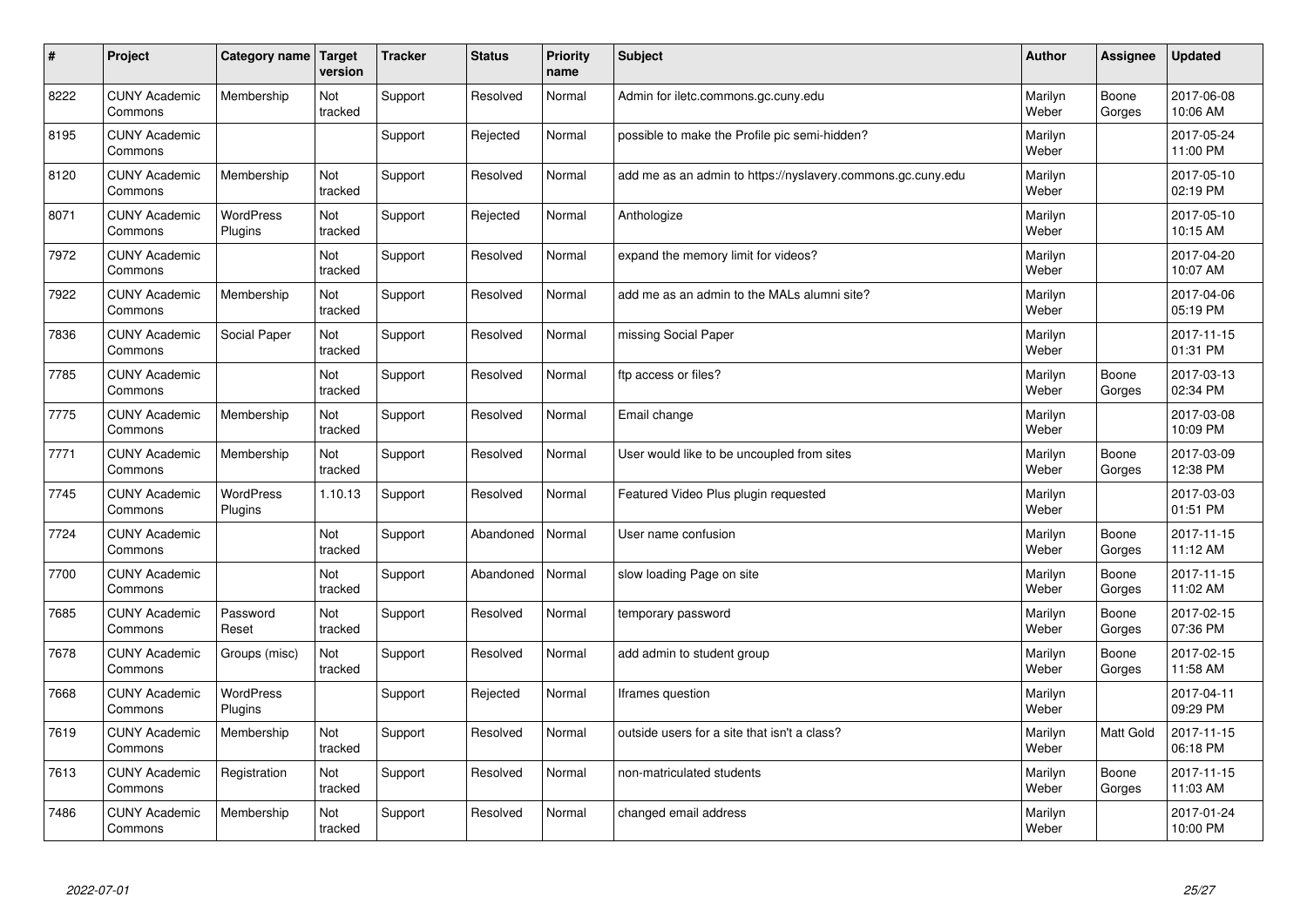| # | Project | Category name | Target version | Tracker | Status | Priority name | Subject | Author | Assignee | Updated |
|---|---|---|---|---|---|---|---|---|---|---|
| 8222 | CUNY Academic Commons | Membership | Not tracked | Support | Resolved | Normal | Admin for iletc.commons.gc.cuny.edu | Marilyn Weber | Boone Gorges | 2017-06-08 10:06 AM |
| 8195 | CUNY Academic Commons | | | Support | Rejected | Normal | possible to make the Profile pic semi-hidden? | Marilyn Weber | | 2017-05-24 11:00 PM |
| 8120 | CUNY Academic Commons | Membership | Not tracked | Support | Resolved | Normal | add me as an admin to https://nyslavery.commons.gc.cuny.edu | Marilyn Weber | | 2017-05-10 02:19 PM |
| 8071 | CUNY Academic Commons | WordPress Plugins | Not tracked | Support | Rejected | Normal | Anthologize | Marilyn Weber | | 2017-05-10 10:15 AM |
| 7972 | CUNY Academic Commons | | Not tracked | Support | Resolved | Normal | expand the memory limit for videos? | Marilyn Weber | | 2017-04-20 10:07 AM |
| 7922 | CUNY Academic Commons | Membership | Not tracked | Support | Resolved | Normal | add me as an admin to the MALs alumni site? | Marilyn Weber | | 2017-04-06 05:19 PM |
| 7836 | CUNY Academic Commons | Social Paper | Not tracked | Support | Resolved | Normal | missing Social Paper | Marilyn Weber | | 2017-11-15 01:31 PM |
| 7785 | CUNY Academic Commons | | Not tracked | Support | Resolved | Normal | ftp access or files? | Marilyn Weber | Boone Gorges | 2017-03-13 02:34 PM |
| 7775 | CUNY Academic Commons | Membership | Not tracked | Support | Resolved | Normal | Email change | Marilyn Weber | | 2017-03-08 10:09 PM |
| 7771 | CUNY Academic Commons | Membership | Not tracked | Support | Resolved | Normal | User would like to be uncoupled from sites | Marilyn Weber | Boone Gorges | 2017-03-09 12:38 PM |
| 7745 | CUNY Academic Commons | WordPress Plugins | 1.10.13 | Support | Resolved | Normal | Featured Video Plus plugin requested | Marilyn Weber | | 2017-03-03 01:51 PM |
| 7724 | CUNY Academic Commons | | Not tracked | Support | Abandoned | Normal | User name confusion | Marilyn Weber | Boone Gorges | 2017-11-15 11:12 AM |
| 7700 | CUNY Academic Commons | | Not tracked | Support | Abandoned | Normal | slow loading Page on site | Marilyn Weber | Boone Gorges | 2017-11-15 11:02 AM |
| 7685 | CUNY Academic Commons | Password Reset | Not tracked | Support | Resolved | Normal | temporary password | Marilyn Weber | Boone Gorges | 2017-02-15 07:36 PM |
| 7678 | CUNY Academic Commons | Groups (misc) | Not tracked | Support | Resolved | Normal | add admin to student group | Marilyn Weber | Boone Gorges | 2017-02-15 11:58 AM |
| 7668 | CUNY Academic Commons | WordPress Plugins | | Support | Rejected | Normal | Iframes question | Marilyn Weber | | 2017-04-11 09:29 PM |
| 7619 | CUNY Academic Commons | Membership | Not tracked | Support | Resolved | Normal | outside users for a site that isn't a class? | Marilyn Weber | Matt Gold | 2017-11-15 06:18 PM |
| 7613 | CUNY Academic Commons | Registration | Not tracked | Support | Resolved | Normal | non-matriculated students | Marilyn Weber | Boone Gorges | 2017-11-15 11:03 AM |
| 7486 | CUNY Academic Commons | Membership | Not tracked | Support | Resolved | Normal | changed email address | Marilyn Weber | | 2017-01-24 10:00 PM |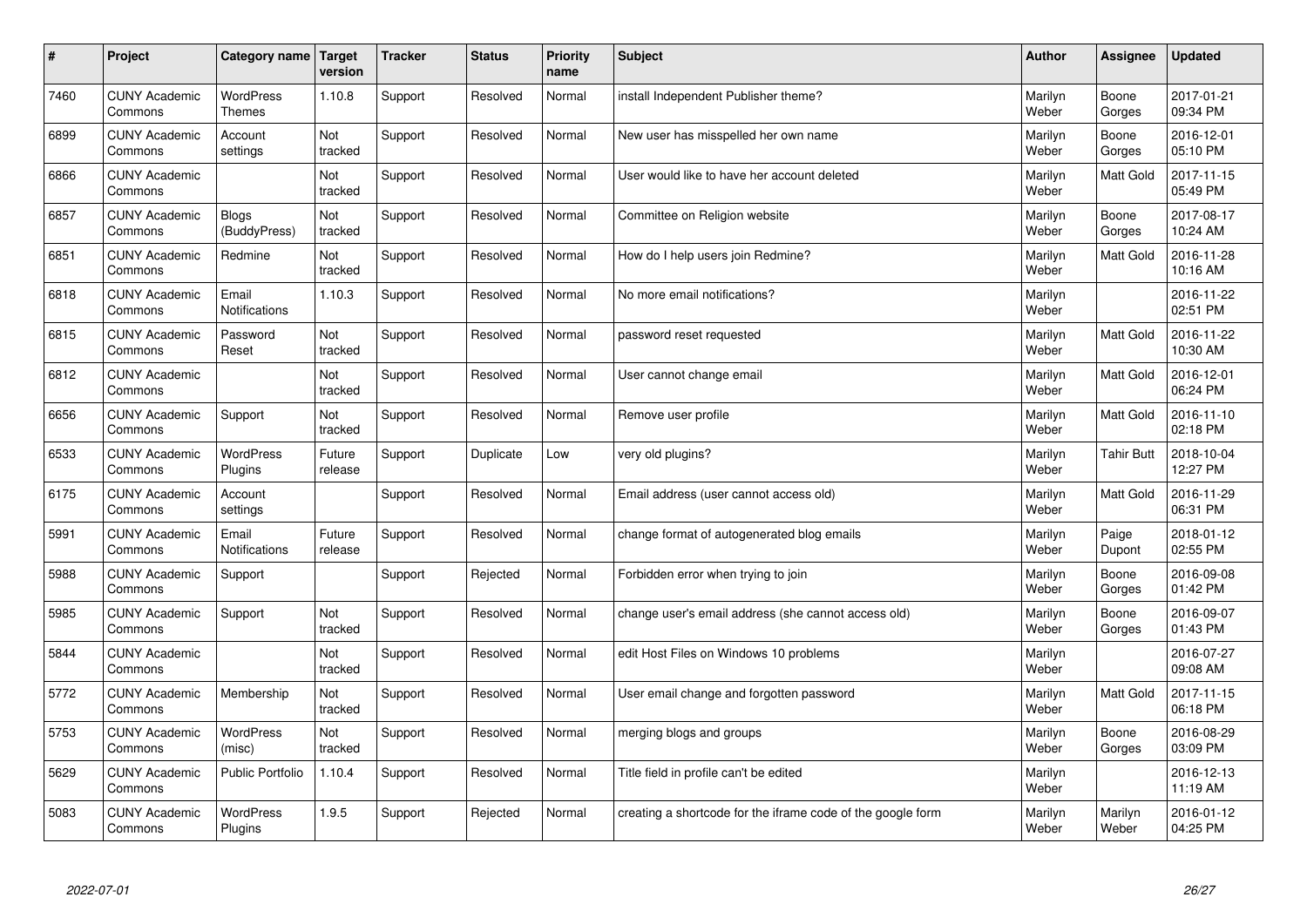| # | Project | Category name | Target version | Tracker | Status | Priority name | Subject | Author | Assignee | Updated |
|---|---|---|---|---|---|---|---|---|---|---|
| 7460 | CUNY Academic Commons | WordPress Themes | 1.10.8 | Support | Resolved | Normal | install Independent Publisher theme? | Marilyn Weber | Boone Gorges | 2017-01-21 09:34 PM |
| 6899 | CUNY Academic Commons | Account settings | Not tracked | Support | Resolved | Normal | New user has misspelled her own name | Marilyn Weber | Boone Gorges | 2016-12-01 05:10 PM |
| 6866 | CUNY Academic Commons | | Not tracked | Support | Resolved | Normal | User would like to have her account deleted | Marilyn Weber | Matt Gold | 2017-11-15 05:49 PM |
| 6857 | CUNY Academic Commons | Blogs (BuddyPress) | Not tracked | Support | Resolved | Normal | Committee on Religion website | Marilyn Weber | Boone Gorges | 2017-08-17 10:24 AM |
| 6851 | CUNY Academic Commons | Redmine | Not tracked | Support | Resolved | Normal | How do I help users join Redmine? | Marilyn Weber | Matt Gold | 2016-11-28 10:16 AM |
| 6818 | CUNY Academic Commons | Email Notifications | 1.10.3 | Support | Resolved | Normal | No more email notifications? | Marilyn Weber | | 2016-11-22 02:51 PM |
| 6815 | CUNY Academic Commons | Password Reset | Not tracked | Support | Resolved | Normal | password reset requested | Marilyn Weber | Matt Gold | 2016-11-22 10:30 AM |
| 6812 | CUNY Academic Commons | | Not tracked | Support | Resolved | Normal | User cannot change email | Marilyn Weber | Matt Gold | 2016-12-01 06:24 PM |
| 6656 | CUNY Academic Commons | Support | Not tracked | Support | Resolved | Normal | Remove user profile | Marilyn Weber | Matt Gold | 2016-11-10 02:18 PM |
| 6533 | CUNY Academic Commons | WordPress Plugins | Future release | Support | Duplicate | Low | very old plugins? | Marilyn Weber | Tahir Butt | 2018-10-04 12:27 PM |
| 6175 | CUNY Academic Commons | Account settings | | Support | Resolved | Normal | Email address (user cannot access old) | Marilyn Weber | Matt Gold | 2016-11-29 06:31 PM |
| 5991 | CUNY Academic Commons | Email Notifications | Future release | Support | Resolved | Normal | change format of autogenerated blog emails | Marilyn Weber | Paige Dupont | 2018-01-12 02:55 PM |
| 5988 | CUNY Academic Commons | Support | | Support | Rejected | Normal | Forbidden error when trying to join | Marilyn Weber | Boone Gorges | 2016-09-08 01:42 PM |
| 5985 | CUNY Academic Commons | Support | Not tracked | Support | Resolved | Normal | change user's email address (she cannot access old) | Marilyn Weber | Boone Gorges | 2016-09-07 01:43 PM |
| 5844 | CUNY Academic Commons | | Not tracked | Support | Resolved | Normal | edit Host Files on Windows 10 problems | Marilyn Weber | | 2016-07-27 09:08 AM |
| 5772 | CUNY Academic Commons | Membership | Not tracked | Support | Resolved | Normal | User email change and forgotten password | Marilyn Weber | Matt Gold | 2017-11-15 06:18 PM |
| 5753 | CUNY Academic Commons | WordPress (misc) | Not tracked | Support | Resolved | Normal | merging blogs and groups | Marilyn Weber | Boone Gorges | 2016-08-29 03:09 PM |
| 5629 | CUNY Academic Commons | Public Portfolio | 1.10.4 | Support | Resolved | Normal | Title field in profile can't be edited | Marilyn Weber | | 2016-12-13 11:19 AM |
| 5083 | CUNY Academic Commons | WordPress Plugins | 1.9.5 | Support | Rejected | Normal | creating a shortcode for the iframe code of the google form | Marilyn Weber | Marilyn Weber | 2016-01-12 04:25 PM |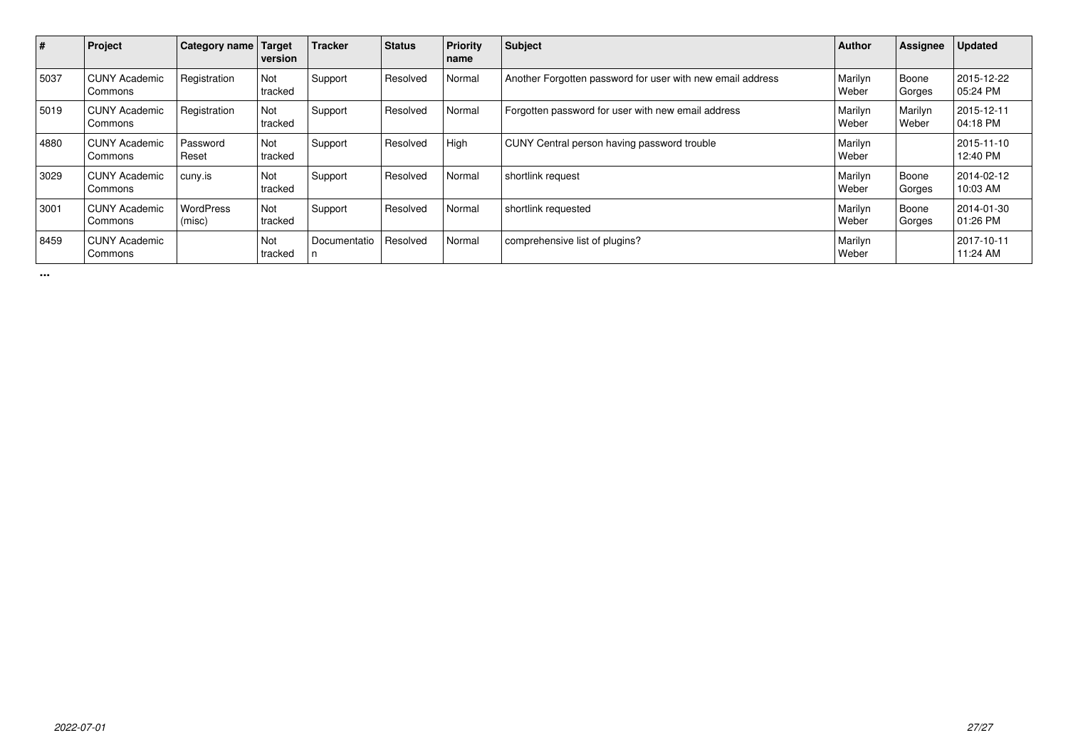| # | Project | Category name | Target version | Tracker | Status | Priority name | Subject | Author | Assignee | Updated |
|---|---|---|---|---|---|---|---|---|---|---|
| 5037 | CUNY Academic Commons | Registration | Not tracked | Support | Resolved | Normal | Another Forgotten password for user with new email address | Marilyn Weber | Boone Gorges | 2015-12-22 05:24 PM |
| 5019 | CUNY Academic Commons | Registration | Not tracked | Support | Resolved | Normal | Forgotten password for user with new email address | Marilyn Weber | Marilyn Weber | 2015-12-11 04:18 PM |
| 4880 | CUNY Academic Commons | Password Reset | Not tracked | Support | Resolved | High | CUNY Central person having password trouble | Marilyn Weber | | 2015-11-10 12:40 PM |
| 3029 | CUNY Academic Commons | cuny.is | Not tracked | Support | Resolved | Normal | shortlink request | Marilyn Weber | Boone Gorges | 2014-02-12 10:03 AM |
| 3001 | CUNY Academic Commons | WordPress (misc) | Not tracked | Support | Resolved | Normal | shortlink requested | Marilyn Weber | Boone Gorges | 2014-01-30 01:26 PM |
| 8459 | CUNY Academic Commons | | Not tracked | Documentation | Resolved | Normal | comprehensive list of plugins? | Marilyn Weber | | 2017-10-11 11:24 AM |

...